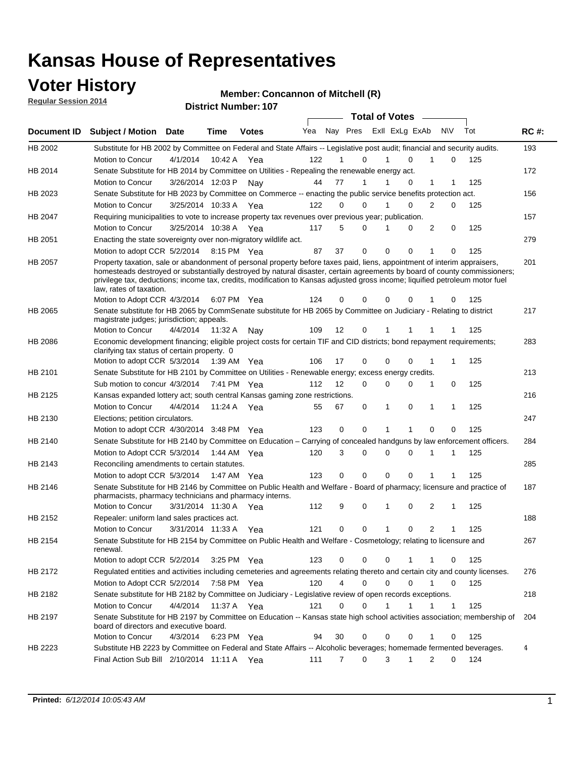# Kansas House of Representatives

## Voter History

**Regular Session 2014**

**Member: Concannon of Mitchell (R)**

**District Number: 107**

| Document ID | Subject / Motion | Date | Time | Votes | Yea | Nay | Pres | ExII | ExLg | ExAb | N\V | Tot | RC #: |
|---|---|---|---|---|---|---|---|---|---|---|---|---|---|
| HB 2002 | Substitute for HB 2002 by Committee on Federal and State Affairs -- Legislative post audit; financial and security audits. | | | | | | | | | | | | 193 |
| | Motion to Concur | 4/1/2014 | 10:42 A | Yea | 122 | 1 | 0 | 1 | 0 | 1 | 0 | 125 | |
| HB 2014 | Senate Substitute for HB 2014 by Committee on Utilities - Repealing the renewable energy act. | | | | | | | | | | | | 172 |
| | Motion to Concur | 3/26/2014 | 12:03 P | Nay | 44 | 77 | 1 | 1 | 0 | 1 | 1 | 125 | |
| HB 2023 | Senate Substitute for HB 2023 by Committee on Commerce -- enacting the public service benefits protection act. | | | | | | | | | | | | 156 |
| | Motion to Concur | 3/25/2014 | 10:33 A | Yea | 122 | 0 | 0 | 1 | 0 | 2 | 0 | 125 | |
| HB 2047 | Requiring municipalities to vote to increase property tax revenues over previous year; publication. | | | | | | | | | | | | 157 |
| | Motion to Concur | 3/25/2014 | 10:38 A | Yea | 117 | 5 | 0 | 1 | 0 | 2 | 0 | 125 | |
| HB 2051 | Enacting the state sovereignty over non-migratory wildlife act. | | | | | | | | | | | | 279 |
| | Motion to adopt CCR | 5/2/2014 | 8:15 PM | Yea | 87 | 37 | 0 | 0 | 0 | 1 | 0 | 125 | |
| HB 2057 | Property taxation, sale or abandonment of personal property before taxes paid, liens, appointment of interim appraisers, homesteads destroyed or substantially destroyed by natural disaster, certain agreements by board of county commissioners; privilege tax, deductions; income tax, credits, modification to Kansas adjusted gross income; liquified petroleum motor fuel law, rates of taxation. | | | | | | | | | | | | 201 |
| | Motion to Adopt CCR | 4/3/2014 | 6:07 PM | Yea | 124 | 0 | 0 | 0 | 0 | 1 | 0 | 125 | |
| HB 2065 | Senate substitute for HB 2065 by CommSenate substitute for HB 2065 by Committee on Judiciary - Relating to district magistrate judges; jurisdiction; appeals. | | | | | | | | | | | | 217 |
| | Motion to Concur | 4/4/2014 | 11:32 A | Nay | 109 | 12 | 0 | 1 | 1 | 1 | 1 | 125 | |
| HB 2086 | Economic development financing; eligible project costs for certain TIF and CID districts; bond repayment requirements; clarifying tax status of certain property. 0 | | | | | | | | | | | | 283 |
| | Motion to adopt CCR | 5/3/2014 | 1:39 AM | Yea | 106 | 17 | 0 | 0 | 0 | 1 | 1 | 125 | |
| HB 2101 | Senate Substitute for HB 2101 by Committee on Utilities - Renewable energy; excess energy credits. | | | | | | | | | | | | 213 |
| | Sub motion to concur | 4/3/2014 | 7:41 PM | Yea | 112 | 12 | 0 | 0 | 0 | 1 | 0 | 125 | |
| HB 2125 | Kansas expanded lottery act; south central Kansas gaming zone restrictions. | | | | | | | | | | | | 216 |
| | Motion to Concur | 4/4/2014 | 11:24 A | Yea | 55 | 67 | 0 | 1 | 0 | 1 | 1 | 125 | |
| HB 2130 | Elections; petition circulators. | | | | | | | | | | | | 247 |
| | Motion to adopt CCR | 4/30/2014 | 3:48 PM | Yea | 123 | 0 | 0 | 1 | 1 | 0 | 0 | 125 | |
| HB 2140 | Senate Substitute for HB 2140 by Committee on Education – Carrying of concealed handguns by law enforcement officers. | | | | | | | | | | | | 284 |
| | Motion to Adopt CCR | 5/3/2014 | 1:44 AM | Yea | 120 | 3 | 0 | 0 | 0 | 1 | 1 | 125 | |
| HB 2143 | Reconciling amendments to certain statutes. | | | | | | | | | | | | 285 |
| | Motion to adopt CCR | 5/3/2014 | 1:47 AM | Yea | 123 | 0 | 0 | 0 | 0 | 1 | 1 | 125 | |
| HB 2146 | Senate Substitute for HB 2146 by Committee on Public Health and Welfare - Board of pharmacy; licensure and practice of pharmacists, pharmacy technicians and pharmacy interns. | | | | | | | | | | | | 187 |
| | Motion to Concur | 3/31/2014 | 11:30 A | Yea | 112 | 9 | 0 | 1 | 0 | 2 | 1 | 125 | |
| HB 2152 | Repealer: uniform land sales practices act. | | | | | | | | | | | | 188 |
| | Motion to Concur | 3/31/2014 | 11:33 A | Yea | 121 | 0 | 0 | 1 | 0 | 2 | 1 | 125 | |
| HB 2154 | Senate Substitute for HB 2154 by Committee on Public Health and Welfare - Cosmetology; relating to licensure and renewal. | | | | | | | | | | | | 267 |
| | Motion to adopt CCR | 5/2/2014 | 3:25 PM | Yea | 123 | 0 | 0 | 0 | 1 | 1 | 0 | 125 | |
| HB 2172 | Regulated entities and activities including cemeteries and agreements relating thereto and certain city and county licenses. | | | | | | | | | | | | 276 |
| | Motion to Adopt CCR | 5/2/2014 | 7:58 PM | Yea | 120 | 4 | 0 | 0 | 0 | 1 | 0 | 125 | |
| HB 2182 | Senate substitute for HB 2182 by Committee on Judiciary - Legislative review of open records exceptions. | | | | | | | | | | | | 218 |
| | Motion to Concur | 4/4/2014 | 11:37 A | Yea | 121 | 0 | 0 | 1 | 1 | 1 | 1 | 125 | |
| HB 2197 | Senate Substitute for HB 2197 by Committee on Education -- Kansas state high school activities association; membership of board of directors and executive board. | | | | | | | | | | | | 204 |
| | Motion to Concur | 4/3/2014 | 6:23 PM | Yea | 94 | 30 | 0 | 0 | 0 | 1 | 0 | 125 | |
| HB 2223 | Substitute HB 2223 by Committee on Federal and State Affairs -- Alcoholic beverages; homemade fermented beverages. | | | | | | | | | | | | 4 |
| | Final Action Sub Bill | 2/10/2014 | 11:11 A | Yea | 111 | 7 | 0 | 3 | 1 | 2 | 0 | 124 | |

**Printed:** *6/12/2014 10:05:43 AM*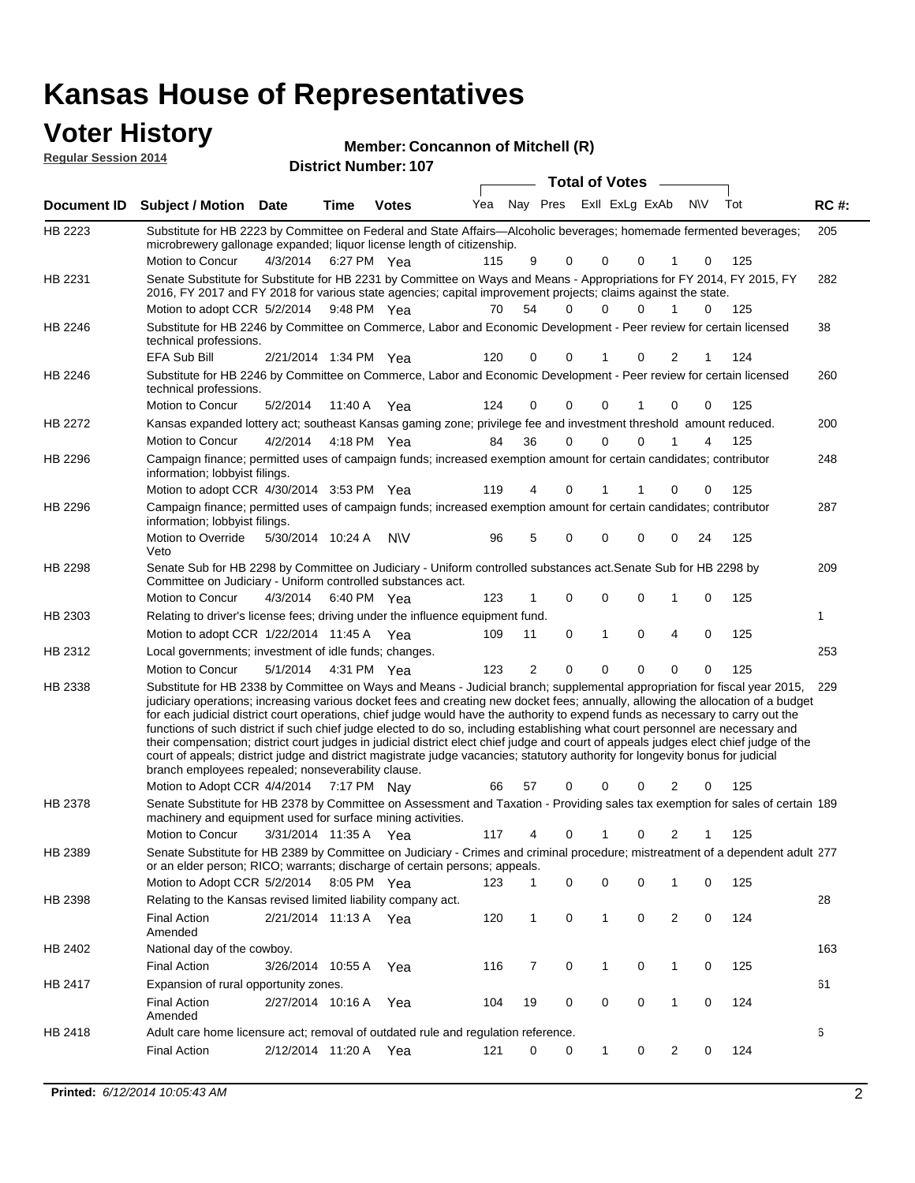# Kansas House of Representatives

## Voter History

**Regular Session 2014**

**Member: Concannon of Mitchell (R)**

**District Number: 107**

| Document ID | Subject / Motion | Date | Time | Votes | Yea | Nay | Pres | ExII | ExLg | ExAb | N\V | Tot | RC #: |
|---|---|---|---|---|---|---|---|---|---|---|---|---|---|
| HB 2223 | Substitute for HB 2223 by Committee on Federal and State Affairs—Alcoholic beverages; homemade fermented beverages; microbrewery gallonage expanded; liquor license length of citizenship. | | | | | | | | | | | | 205 |
| | Motion to Concur | 4/3/2014 | 6:27 PM | Yea | 115 | 9 | 0 | 0 | 0 | 1 | 0 | 125 | |
| HB 2231 | Senate Substitute for Substitute for HB 2231 by Committee on Ways and Means - Appropriations for FY 2014, FY 2015, FY 2016, FY 2017 and FY 2018 for various state agencies; capital improvement projects; claims against the state. | | | | | | | | | | | | 282 |
| | Motion to adopt CCR | 5/2/2014 | 9:48 PM | Yea | 70 | 54 | 0 | 0 | 0 | 1 | 0 | 125 | |
| HB 2246 | Substitute for HB 2246 by Committee on Commerce, Labor and Economic Development - Peer review for certain licensed technical professions. | | | | | | | | | | | | 38 |
| | EFA Sub Bill | 2/21/2014 | 1:34 PM | Yea | 120 | 0 | 0 | 1 | 0 | 2 | 1 | 124 | |
| HB 2246 | Substitute for HB 2246 by Committee on Commerce, Labor and Economic Development - Peer review for certain licensed technical professions. | | | | | | | | | | | | 260 |
| | Motion to Concur | 5/2/2014 | 11:40 A | Yea | 124 | 0 | 0 | 0 | 1 | 0 | 0 | 125 | |
| HB 2272 | Kansas expanded lottery act; southeast Kansas gaming zone; privilege fee and investment threshold amount reduced. | | | | | | | | | | | | 200 |
| | Motion to Concur | 4/2/2014 | 4:18 PM | Yea | 84 | 36 | 0 | 0 | 0 | 1 | 4 | 125 | |
| HB 2296 | Campaign finance; permitted uses of campaign funds; increased exemption amount for certain candidates; contributor information; lobbyist filings. | | | | | | | | | | | | 248 |
| | Motion to adopt CCR | 4/30/2014 | 3:53 PM | Yea | 119 | 4 | 0 | 1 | 1 | 0 | 0 | 125 | |
| HB 2296 | Campaign finance; permitted uses of campaign funds; increased exemption amount for certain candidates; contributor information; lobbyist filings. | | | | | | | | | | | | 287 |
| | Motion to Override Veto | 5/30/2014 | 10:24 A | N\V | 96 | 5 | 0 | 0 | 0 | 0 | 24 | 125 | |
| HB 2298 | Senate Sub for HB 2298 by Committee on Judiciary - Uniform controlled substances act.Senate Sub for HB 2298 by Committee on Judiciary - Uniform controlled substances act. | | | | | | | | | | | | 209 |
| | Motion to Concur | 4/3/2014 | 6:40 PM | Yea | 123 | 1 | 0 | 0 | 0 | 1 | 0 | 125 | |
| HB 2303 | Relating to driver's license fees; driving under the influence equipment fund. | | | | | | | | | | | | 1 |
| | Motion to adopt CCR | 1/22/2014 | 11:45 A | Yea | 109 | 11 | 0 | 1 | 0 | 4 | 0 | 125 | |
| HB 2312 | Local governments; investment of idle funds; changes. | | | | | | | | | | | | 253 |
| | Motion to Concur | 5/1/2014 | 4:31 PM | Yea | 123 | 2 | 0 | 0 | 0 | 0 | 0 | 125 | |
| HB 2338 | Substitute for HB 2338 by Committee on Ways and Means - Judicial branch; supplemental appropriation for fiscal year 2015, judiciary operations; increasing various docket fees and creating new docket fees; annually, allowing the allocation of a budget for each judicial district court operations, chief judge would have the authority to expend funds as necessary to carry out the functions of such district if such chief judge elected to do so, including establishing what court personnel are necessary and their compensation; district court judges in judicial district elect chief judge and court of appeals judges elect chief judge of the court of appeals; district judge and district magistrate judge vacancies; statutory authority for longevity bonus for judicial branch employees repealed; nonseverability clause. | | | | | | | | | | | | 229 |
| | Motion to Adopt CCR | 4/4/2014 | 7:17 PM | Nay | 66 | 57 | 0 | 0 | 0 | 2 | 0 | 125 | |
| HB 2378 | Senate Substitute for HB 2378 by Committee on Assessment and Taxation - Providing sales tax exemption for sales of certain machinery and equipment used for surface mining activities. | | | | | | | | | | | | 189 |
| | Motion to Concur | 3/31/2014 | 11:35 A | Yea | 117 | 4 | 0 | 1 | 0 | 2 | 1 | 125 | |
| HB 2389 | Senate Substitute for HB 2389 by Committee on Judiciary - Crimes and criminal procedure; mistreatment of a dependent adult or an elder person; RICO; warrants; discharge of certain persons; appeals. | | | | | | | | | | | | 277 |
| | Motion to Adopt CCR | 5/2/2014 | 8:05 PM | Yea | 123 | 1 | 0 | 0 | 0 | 1 | 0 | 125 | |
| HB 2398 | Relating to the Kansas revised limited liability company act. | | | | | | | | | | | | 28 |
| | Final Action Amended | 2/21/2014 | 11:13 A | Yea | 120 | 1 | 0 | 1 | 0 | 2 | 0 | 124 | |
| HB 2402 | National day of the cowboy. | | | | | | | | | | | | 163 |
| | Final Action | 3/26/2014 | 10:55 A | Yea | 116 | 7 | 0 | 1 | 0 | 1 | 0 | 125 | |
| HB 2417 | Expansion of rural opportunity zones. | | | | | | | | | | | | 61 |
| | Final Action Amended | 2/27/2014 | 10:16 A | Yea | 104 | 19 | 0 | 0 | 0 | 1 | 0 | 124 | |
| HB 2418 | Adult care home licensure act; removal of outdated rule and regulation reference. | | | | | | | | | | | | 6 |
| | Final Action | 2/12/2014 | 11:20 A | Yea | 121 | 0 | 0 | 1 | 0 | 2 | 0 | 124 | |

**Printed:** *6/12/2014 10:05:43 AM*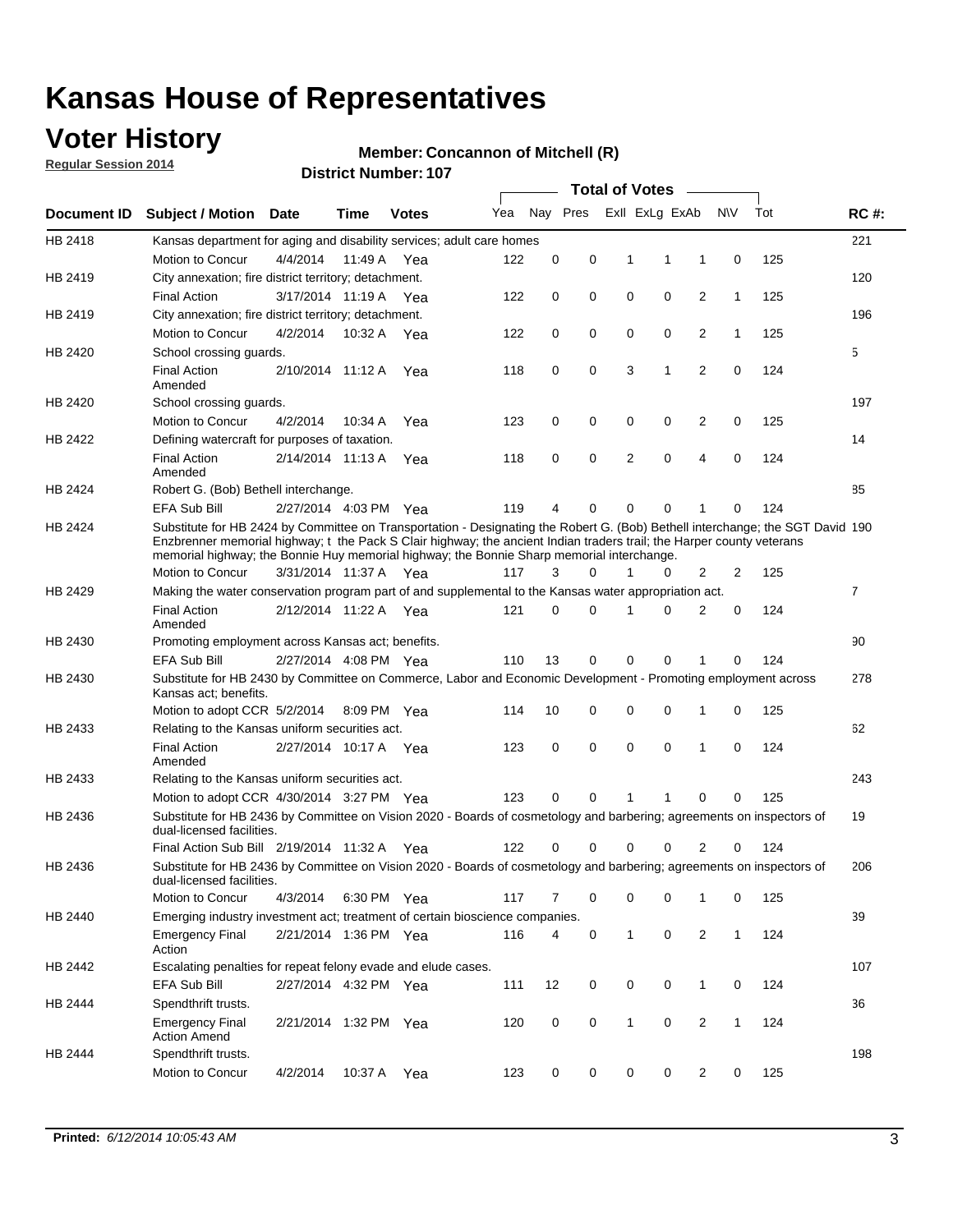# Kansas House of Representatives

## Voter History

**Regular Session 2014**

**Member: Concannon of Mitchell (R)**

**District Number: 107**

| Document ID | Subject / Motion | Date | Time | Votes | Yea | Nay | Pres | ExII | ExLg | ExAb | N\V | Tot | RC #: |
|---|---|---|---|---|---|---|---|---|---|---|---|---|---|
| HB 2418 | Kansas department for aging and disability services; adult care homes | | | | | | | | | | | | 221 |
| | Motion to Concur | 4/4/2014 | 11:49 A | Yea | 122 | 0 | 0 | 1 | 1 | 1 | 0 | 125 | |
| HB 2419 | City annexation; fire district territory; detachment. | | | | | | | | | | | | 120 |
| | Final Action | 3/17/2014 | 11:19 A | Yea | 122 | 0 | 0 | 0 | 0 | 2 | 1 | 125 | |
| HB 2419 | City annexation; fire district territory; detachment. | | | | | | | | | | | | 196 |
| | Motion to Concur | 4/2/2014 | 10:32 A | Yea | 122 | 0 | 0 | 0 | 0 | 2 | 1 | 125 | |
| HB 2420 | School crossing guards. | | | | | | | | | | | | 5 |
| | Final Action Amended | 2/10/2014 | 11:12 A | Yea | 118 | 0 | 0 | 3 | 1 | 2 | 0 | 124 | |
| HB 2420 | School crossing guards. | | | | | | | | | | | | 197 |
| | Motion to Concur | 4/2/2014 | 10:34 A | Yea | 123 | 0 | 0 | 0 | 0 | 2 | 0 | 125 | |
| HB 2422 | Defining watercraft for purposes of taxation. | | | | | | | | | | | | 14 |
| | Final Action Amended | 2/14/2014 | 11:13 A | Yea | 118 | 0 | 0 | 2 | 0 | 4 | 0 | 124 | |
| HB 2424 | Robert G. (Bob) Bethell interchange. | | | | | | | | | | | | 85 |
| | EFA Sub Bill | 2/27/2014 | 4:03 PM | Yea | 119 | 4 | 0 | 0 | 0 | 1 | 0 | 124 | |
| HB 2424 | Substitute for HB 2424 by Committee on Transportation - Designating the Robert G. (Bob) Bethell interchange; the SGT David Enzbrenner memorial highway; t the Pack S Clair highway; the ancient Indian traders trail; the Harper county veterans memorial highway; the Bonnie Huy memorial highway; the Bonnie Sharp memorial interchange. | | | | | | | | | | | | 190 |
| | Motion to Concur | 3/31/2014 | 11:37 A | Yea | 117 | 3 | 0 | 1 | 0 | 2 | 2 | 125 | |
| HB 2429 | Making the water conservation program part of and supplemental to the Kansas water appropriation act. | | | | | | | | | | | | 7 |
| | Final Action Amended | 2/12/2014 | 11:22 A | Yea | 121 | 0 | 0 | 1 | 0 | 2 | 0 | 124 | |
| HB 2430 | Promoting employment across Kansas act; benefits. | | | | | | | | | | | | 90 |
| | EFA Sub Bill | 2/27/2014 | 4:08 PM | Yea | 110 | 13 | 0 | 0 | 0 | 1 | 0 | 124 | |
| HB 2430 | Substitute for HB 2430 by Committee on Commerce, Labor and Economic Development - Promoting employment across Kansas act; benefits. | | | | | | | | | | | | 278 |
| | Motion to adopt CCR | 5/2/2014 | 8:09 PM | Yea | 114 | 10 | 0 | 0 | 0 | 1 | 0 | 125 | |
| HB 2433 | Relating to the Kansas uniform securities act. | | | | | | | | | | | | 62 |
| | Final Action Amended | 2/27/2014 | 10:17 A | Yea | 123 | 0 | 0 | 0 | 0 | 1 | 0 | 124 | |
| HB 2433 | Relating to the Kansas uniform securities act. | | | | | | | | | | | | 243 |
| | Motion to adopt CCR | 4/30/2014 | 3:27 PM | Yea | 123 | 0 | 0 | 1 | 1 | 0 | 0 | 125 | |
| HB 2436 | Substitute for HB 2436 by Committee on Vision 2020 - Boards of cosmetology and barbering; agreements on inspectors of dual-licensed facilities. | | | | | | | | | | | | 19 |
| | Final Action Sub Bill | 2/19/2014 | 11:32 A | Yea | 122 | 0 | 0 | 0 | 0 | 2 | 0 | 124 | |
| HB 2436 | Substitute for HB 2436 by Committee on Vision 2020 - Boards of cosmetology and barbering; agreements on inspectors of dual-licensed facilities. | | | | | | | | | | | | 206 |
| | Motion to Concur | 4/3/2014 | 6:30 PM | Yea | 117 | 7 | 0 | 0 | 0 | 1 | 0 | 125 | |
| HB 2440 | Emerging industry investment act; treatment of certain bioscience companies. | | | | | | | | | | | | 39 |
| | Emergency Final Action | 2/21/2014 | 1:36 PM | Yea | 116 | 4 | 0 | 1 | 0 | 2 | 1 | 124 | |
| HB 2442 | Escalating penalties for repeat felony evade and elude cases. | | | | | | | | | | | | 107 |
| | EFA Sub Bill | 2/27/2014 | 4:32 PM | Yea | 111 | 12 | 0 | 0 | 0 | 1 | 0 | 124 | |
| HB 2444 | Spendthrift trusts. | | | | | | | | | | | | 36 |
| | Emergency Final Action Amend | 2/21/2014 | 1:32 PM | Yea | 120 | 0 | 0 | 1 | 0 | 2 | 1 | 124 | |
| HB 2444 | Spendthrift trusts. | | | | | | | | | | | | 198 |
| | Motion to Concur | 4/2/2014 | 10:37 A | Yea | 123 | 0 | 0 | 0 | 0 | 2 | 0 | 125 | |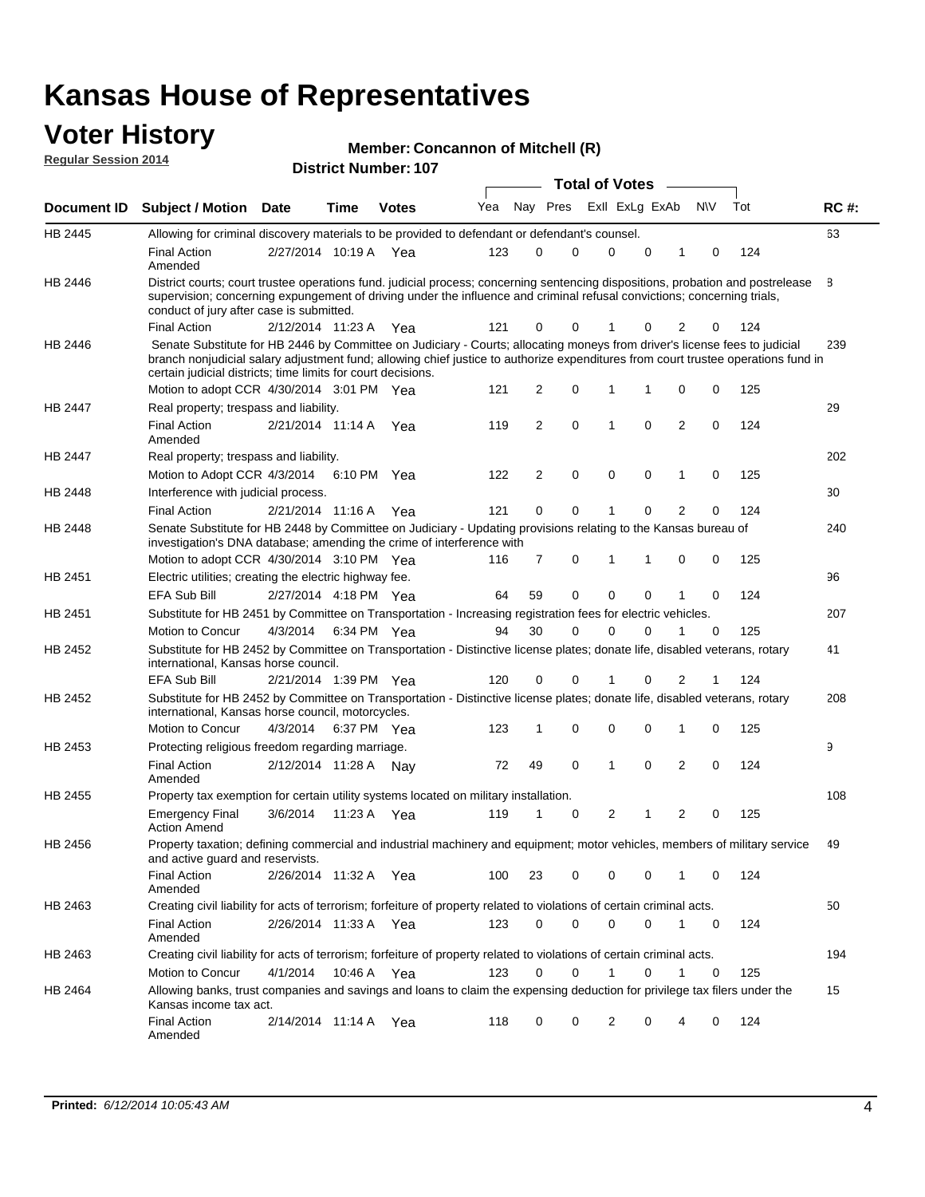# Kansas House of Representatives

## Voter History

**Regular Session 2014**

**Member: Concannon of Mitchell (R)**

**District Number: 107**

| Document ID | Subject / Motion | Date | Time | Votes | Yea | Nay | Pres | ExII | ExLg | ExAb | N\V | Tot | RC #: |
|---|---|---|---|---|---|---|---|---|---|---|---|---|---|
| HB 2445 | Allowing for criminal discovery materials to be provided to defendant or defendant's counsel. | | | | | | | | | | | | 63 |
| | Final Action Amended | 2/27/2014 | 10:19 A | Yea | 123 | 0 | 0 | 0 | 0 | 1 | 0 | 124 | |
| HB 2446 | District courts; court trustee operations fund. judicial process; concerning sentencing dispositions, probation and postrelease supervision; concerning expungement of driving under the influence and criminal refusal convictions; concerning trials, conduct of jury after case is submitted. | | | | | | | | | | | | 8 |
| | Final Action | 2/12/2014 | 11:23 A | Yea | 121 | 0 | 0 | 1 | 0 | 2 | 0 | 124 | |
| HB 2446 | Senate Substitute for HB 2446 by Committee on Judiciary - Courts; allocating moneys from driver's license fees to judicial branch nonjudicial salary adjustment fund; allowing chief justice to authorize expenditures from court trustee operations fund in certain judicial districts; time limits for court decisions. | | | | | | | | | | | | 239 |
| | Motion to adopt CCR | 4/30/2014 | 3:01 PM | Yea | 121 | 2 | 0 | 1 | 1 | 0 | 0 | 125 | |
| HB 2447 | Real property; trespass and liability. | | | | | | | | | | | | 29 |
| | Final Action Amended | 2/21/2014 | 11:14 A | Yea | 119 | 2 | 0 | 1 | 0 | 2 | 0 | 124 | |
| HB 2447 | Real property; trespass and liability. | | | | | | | | | | | | 202 |
| | Motion to Adopt CCR | 4/3/2014 | 6:10 PM | Yea | 122 | 2 | 0 | 0 | 0 | 1 | 0 | 125 | |
| HB 2448 | Interference with judicial process. | | | | | | | | | | | | 30 |
| | Final Action | 2/21/2014 | 11:16 A | Yea | 121 | 0 | 0 | 1 | 0 | 2 | 0 | 124 | |
| HB 2448 | Senate Substitute for HB 2448 by Committee on Judiciary - Updating provisions relating to the Kansas bureau of investigation's DNA database; amending the crime of interference with | | | | | | | | | | | | 240 |
| | Motion to adopt CCR | 4/30/2014 | 3:10 PM | Yea | 116 | 7 | 0 | 1 | 1 | 0 | 0 | 125 | |
| HB 2451 | Electric utilities; creating the electric highway fee. | | | | | | | | | | | | 96 |
| | EFA Sub Bill | 2/27/2014 | 4:18 PM | Yea | 64 | 59 | 0 | 0 | 0 | 1 | 0 | 124 | |
| HB 2451 | Substitute for HB 2451 by Committee on Transportation - Increasing registration fees for electric vehicles. | | | | | | | | | | | | 207 |
| | Motion to Concur | 4/3/2014 | 6:34 PM | Yea | 94 | 30 | 0 | 0 | 0 | 1 | 0 | 125 | |
| HB 2452 | Substitute for HB 2452 by Committee on Transportation - Distinctive license plates; donate life, disabled veterans, rotary international, Kansas horse council. | | | | | | | | | | | | 41 |
| | EFA Sub Bill | 2/21/2014 | 1:39 PM | Yea | 120 | 0 | 0 | 1 | 0 | 2 | 1 | 124 | |
| HB 2452 | Substitute for HB 2452 by Committee on Transportation - Distinctive license plates; donate life, disabled veterans, rotary international, Kansas horse council, motorcycles. | | | | | | | | | | | | 208 |
| | Motion to Concur | 4/3/2014 | 6:37 PM | Yea | 123 | 1 | 0 | 0 | 0 | 1 | 0 | 125 | |
| HB 2453 | Protecting religious freedom regarding marriage. | | | | | | | | | | | | 9 |
| | Final Action Amended | 2/12/2014 | 11:28 A | Nay | 72 | 49 | 0 | 1 | 0 | 2 | 0 | 124 | |
| HB 2455 | Property tax exemption for certain utility systems located on military installation. | | | | | | | | | | | | 108 |
| | Emergency Final Action Amend | 3/6/2014 | 11:23 A | Yea | 119 | 1 | 0 | 2 | 1 | 2 | 0 | 125 | |
| HB 2456 | Property taxation; defining commercial and industrial machinery and equipment; motor vehicles, members of military service and active guard and reservists. | | | | | | | | | | | | 49 |
| | Final Action Amended | 2/26/2014 | 11:32 A | Yea | 100 | 23 | 0 | 0 | 0 | 1 | 0 | 124 | |
| HB 2463 | Creating civil liability for acts of terrorism; forfeiture of property related to violations of certain criminal acts. | | | | | | | | | | | | 50 |
| | Final Action Amended | 2/26/2014 | 11:33 A | Yea | 123 | 0 | 0 | 0 | 0 | 1 | 0 | 124 | |
| HB 2463 | Creating civil liability for acts of terrorism; forfeiture of property related to violations of certain criminal acts. | | | | | | | | | | | | 194 |
| | Motion to Concur | 4/1/2014 | 10:46 A | Yea | 123 | 0 | 0 | 1 | 0 | 1 | 0 | 125 | |
| HB 2464 | Allowing banks, trust companies and savings and loans to claim the expensing deduction for privilege tax filers under the Kansas income tax act. | | | | | | | | | | | | 15 |
| | Final Action Amended | 2/14/2014 | 11:14 A | Yea | 118 | 0 | 0 | 2 | 0 | 4 | 0 | 124 | |

**Printed:** *6/12/2014 10:05:43 AM*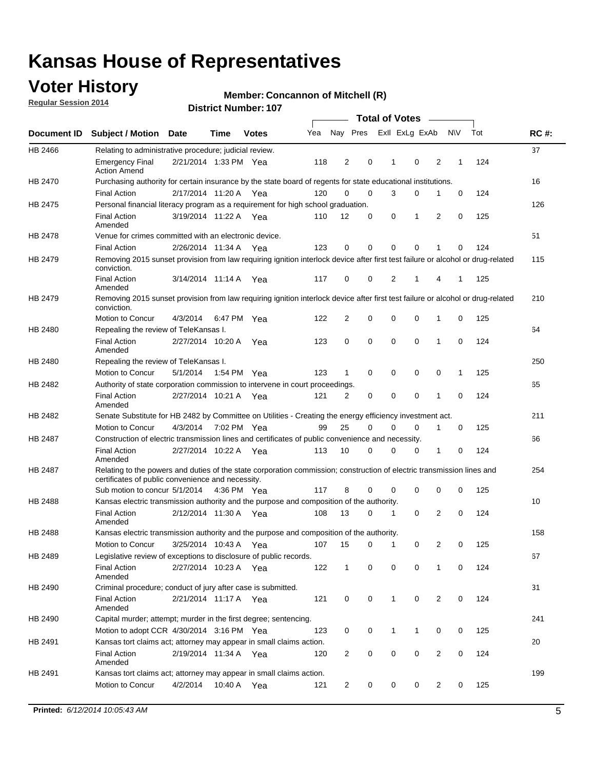# Kansas House of Representatives

## Voter History

**Regular Session 2014**

**Member: Concannon of Mitchell (R)**

**District Number: 107**

| Document ID | Subject / Motion | Date | Time | Votes | Yea | Nay | Pres | ExII | ExLg | ExAb | N\V | Tot | RC #: |
|---|---|---|---|---|---|---|---|---|---|---|---|---|---|
| HB 2466 | Relating to administrative procedure; judicial review. | | | | | | | | | | | | 37 |
| | Emergency Final Action Amend | 2/21/2014 | 1:33 PM | Yea | 118 | 2 | 0 | 1 | 0 | 2 | 1 | 124 | |
| HB 2470 | Purchasing authority for certain insurance by the state board of regents for state educational institutions. | | | | | | | | | | | | 16 |
| | Final Action | 2/17/2014 | 11:20 A | Yea | 120 | 0 | 0 | 3 | 0 | 1 | 0 | 124 | |
| HB 2475 | Personal financial literacy program as a requirement for high school graduation. | | | | | | | | | | | | 126 |
| | Final Action Amended | 3/19/2014 | 11:22 A | Yea | 110 | 12 | 0 | 0 | 1 | 2 | 0 | 125 | |
| HB 2478 | Venue for crimes committed with an electronic device. | | | | | | | | | | | | 51 |
| | Final Action | 2/26/2014 | 11:34 A | Yea | 123 | 0 | 0 | 0 | 0 | 1 | 0 | 124 | |
| HB 2479 | Removing 2015 sunset provision from law requiring ignition interlock device after first test failure or alcohol or drug-related conviction. | | | | | | | | | | | | 115 |
| | Final Action Amended | 3/14/2014 | 11:14 A | Yea | 117 | 0 | 0 | 2 | 1 | 4 | 1 | 125 | |
| HB 2479 | Removing 2015 sunset provision from law requiring ignition interlock device after first test failure or alcohol or drug-related conviction. | | | | | | | | | | | | 210 |
| | Motion to Concur | 4/3/2014 | 6:47 PM | Yea | 122 | 2 | 0 | 0 | 0 | 1 | 0 | 125 | |
| HB 2480 | Repealing the review of TeleKansas I. | | | | | | | | | | | | 64 |
| | Final Action Amended | 2/27/2014 | 10:20 A | Yea | 123 | 0 | 0 | 0 | 0 | 1 | 0 | 124 | |
| HB 2480 | Repealing the review of TeleKansas I. | | | | | | | | | | | | 250 |
| | Motion to Concur | 5/1/2014 | 1:54 PM | Yea | 123 | 1 | 0 | 0 | 0 | 0 | 1 | 125 | |
| HB 2482 | Authority of state corporation commission to intervene in court proceedings. | | | | | | | | | | | | 65 |
| | Final Action Amended | 2/27/2014 | 10:21 A | Yea | 121 | 2 | 0 | 0 | 0 | 1 | 0 | 124 | |
| HB 2482 | Senate Substitute for HB 2482 by Committee on Utilities - Creating the energy efficiency investment act. | | | | | | | | | | | | 211 |
| | Motion to Concur | 4/3/2014 | 7:02 PM | Yea | 99 | 25 | 0 | 0 | 0 | 1 | 0 | 125 | |
| HB 2487 | Construction of electric transmission lines and certificates of public convenience and necessity. | | | | | | | | | | | | 66 |
| | Final Action Amended | 2/27/2014 | 10:22 A | Yea | 113 | 10 | 0 | 0 | 0 | 1 | 0 | 124 | |
| HB 2487 | Relating to the powers and duties of the state corporation commission; construction of electric transmission lines and certificates of public convenience and necessity. | | | | | | | | | | | | 254 |
| | Sub motion to concur | 5/1/2014 | 4:36 PM | Yea | 117 | 8 | 0 | 0 | 0 | 0 | 0 | 125 | |
| HB 2488 | Kansas electric transmission authority and the purpose and composition of the authority. | | | | | | | | | | | | 10 |
| | Final Action Amended | 2/12/2014 | 11:30 A | Yea | 108 | 13 | 0 | 1 | 0 | 2 | 0 | 124 | |
| HB 2488 | Kansas electric transmission authority and the purpose and composition of the authority. | | | | | | | | | | | | 158 |
| | Motion to Concur | 3/25/2014 | 10:43 A | Yea | 107 | 15 | 0 | 1 | 0 | 2 | 0 | 125 | |
| HB 2489 | Legislative review of exceptions to disclosure of public records. | | | | | | | | | | | | 67 |
| | Final Action Amended | 2/27/2014 | 10:23 A | Yea | 122 | 1 | 0 | 0 | 0 | 1 | 0 | 124 | |
| HB 2490 | Criminal procedure; conduct of jury after case is submitted. | | | | | | | | | | | | 31 |
| | Final Action Amended | 2/21/2014 | 11:17 A | Yea | 121 | 0 | 0 | 1 | 0 | 2 | 0 | 124 | |
| HB 2490 | Capital murder; attempt; murder in the first degree; sentencing. | | | | | | | | | | | | 241 |
| | Motion to adopt CCR | 4/30/2014 | 3:16 PM | Yea | 123 | 0 | 0 | 1 | 1 | 0 | 0 | 125 | |
| HB 2491 | Kansas tort claims act; attorney may appear in small claims action. | | | | | | | | | | | | 20 |
| | Final Action Amended | 2/19/2014 | 11:34 A | Yea | 120 | 2 | 0 | 0 | 0 | 2 | 0 | 124 | |
| HB 2491 | Kansas tort claims act; attorney may appear in small claims action. | | | | | | | | | | | | 199 |
| | Motion to Concur | 4/2/2014 | 10:40 A | Yea | 121 | 2 | 0 | 0 | 0 | 2 | 0 | 125 | |

**Printed:** *6/12/2014 10:05:43 AM*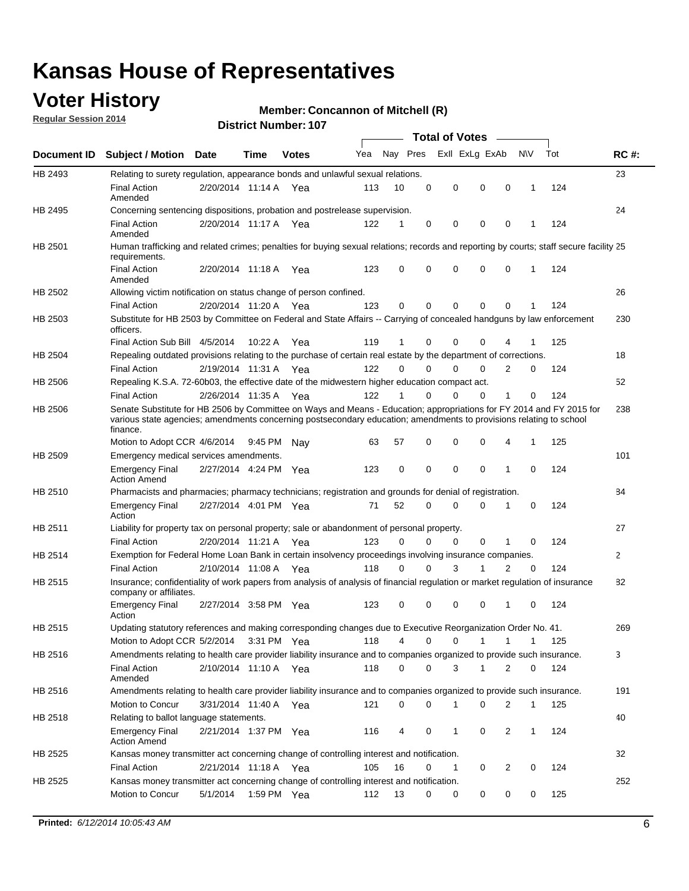# Kansas House of Representatives

## Voter History

**Regular Session 2014**

**Member: Concannon of Mitchell (R)**

**District Number: 107**

| Document ID | Subject / Motion | Date | Time | Votes | Yea | Nay | Pres | ExII | ExLg | ExAb | N\V | Tot | RC #: |
|---|---|---|---|---|---|---|---|---|---|---|---|---|---|
| HB 2493 | Relating to surety regulation, appearance bonds and unlawful sexual relations. | | | | | | | | | | | | 23 |
| | Final Action Amended | 2/20/2014 | 11:14 A | Yea | 113 | 10 | 0 | 0 | 0 | 0 | 1 | 124 | |
| HB 2495 | Concerning sentencing dispositions, probation and postrelease supervision. | | | | | | | | | | | | 24 |
| | Final Action Amended | 2/20/2014 | 11:17 A | Yea | 122 | 1 | 0 | 0 | 0 | 0 | 1 | 124 | |
| HB 2501 | Human trafficking and related crimes; penalties for buying sexual relations; records and reporting by courts; staff secure facility requirements. | | | | | | | | | | | | 25 |
| | Final Action Amended | 2/20/2014 | 11:18 A | Yea | 123 | 0 | 0 | 0 | 0 | 0 | 1 | 124 | |
| HB 2502 | Allowing victim notification on status change of person confined. | | | | | | | | | | | | 26 |
| | Final Action | 2/20/2014 | 11:20 A | Yea | 123 | 0 | 0 | 0 | 0 | 0 | 1 | 124 | |
| HB 2503 | Substitute for HB 2503 by Committee on Federal and State Affairs -- Carrying of concealed handguns by law enforcement officers. | | | | | | | | | | | | 230 |
| | Final Action Sub Bill | 4/5/2014 | 10:22 A | Yea | 119 | 1 | 0 | 0 | 0 | 4 | 1 | 125 | |
| HB 2504 | Repealing outdated provisions relating to the purchase of certain real estate by the department of corrections. | | | | | | | | | | | | 18 |
| | Final Action | 2/19/2014 | 11:31 A | Yea | 122 | 0 | 0 | 0 | 0 | 2 | 0 | 124 | |
| HB 2506 | Repealing K.S.A. 72-60b03, the effective date of the midwestern higher education compact act. | | | | | | | | | | | | 52 |
| | Final Action | 2/26/2014 | 11:35 A | Yea | 122 | 1 | 0 | 0 | 0 | 1 | 0 | 124 | |
| HB 2506 | Senate Substitute for HB 2506 by Committee on Ways and Means - Education; appropriations for FY 2014 and FY 2015 for various state agencies; amendments concerning postsecondary education; amendments to provisions relating to school finance. | | | | | | | | | | | | 238 |
| | Motion to Adopt CCR | 4/6/2014 | 9:45 PM | Nay | 63 | 57 | 0 | 0 | 0 | 4 | 1 | 125 | |
| HB 2509 | Emergency medical services amendments. | | | | | | | | | | | | 101 |
| | Emergency Final Action Amend | 2/27/2014 | 4:24 PM | Yea | 123 | 0 | 0 | 0 | 0 | 1 | 0 | 124 | |
| HB 2510 | Pharmacists and pharmacies; pharmacy technicians; registration and grounds for denial of registration. | | | | | | | | | | | | 84 |
| | Emergency Final Action | 2/27/2014 | 4:01 PM | Yea | 71 | 52 | 0 | 0 | 0 | 1 | 0 | 124 | |
| HB 2511 | Liability for property tax on personal property; sale or abandonment of personal property. | | | | | | | | | | | | 27 |
| | Final Action | 2/20/2014 | 11:21 A | Yea | 123 | 0 | 0 | 0 | 0 | 1 | 0 | 124 | |
| HB 2514 | Exemption for Federal Home Loan Bank in certain insolvency proceedings involving insurance companies. | | | | | | | | | | | | 2 |
| | Final Action | 2/10/2014 | 11:08 A | Yea | 118 | 0 | 0 | 3 | 1 | 2 | 0 | 124 | |
| HB 2515 | Insurance; confidentiality of work papers from analysis of analysis of financial regulation or market regulation of insurance company or affiliates. | | | | | | | | | | | | 82 |
| | Emergency Final Action | 2/27/2014 | 3:58 PM | Yea | 123 | 0 | 0 | 0 | 0 | 1 | 0 | 124 | |
| HB 2515 | Updating statutory references and making corresponding changes due to Executive Reorganization Order No. 41. | | | | | | | | | | | | 269 |
| | Motion to Adopt CCR | 5/2/2014 | 3:31 PM | Yea | 118 | 4 | 0 | 0 | 1 | 1 | 1 | 125 | |
| HB 2516 | Amendments relating to health care provider liability insurance and to companies organized to provide such insurance. | | | | | | | | | | | | 3 |
| | Final Action Amended | 2/10/2014 | 11:10 A | Yea | 118 | 0 | 0 | 3 | 1 | 2 | 0 | 124 | |
| HB 2516 | Amendments relating to health care provider liability insurance and to companies organized to provide such insurance. | | | | | | | | | | | | 191 |
| | Motion to Concur | 3/31/2014 | 11:40 A | Yea | 121 | 0 | 0 | 1 | 0 | 2 | 1 | 125 | |
| HB 2518 | Relating to ballot language statements. | | | | | | | | | | | | 40 |
| | Emergency Final Action Amend | 2/21/2014 | 1:37 PM | Yea | 116 | 4 | 0 | 1 | 0 | 2 | 1 | 124 | |
| HB 2525 | Kansas money transmitter act concerning change of controlling interest and notification. | | | | | | | | | | | | 32 |
| | Final Action | 2/21/2014 | 11:18 A | Yea | 105 | 16 | 0 | 1 | 0 | 2 | 0 | 124 | |
| HB 2525 | Kansas money transmitter act concerning change of controlling interest and notification. | | | | | | | | | | | | 252 |
| | Motion to Concur | 5/1/2014 | 1:59 PM | Yea | 112 | 13 | 0 | 0 | 0 | 0 | 0 | 125 | |

**Printed:** *6/12/2014 10:05:43 AM*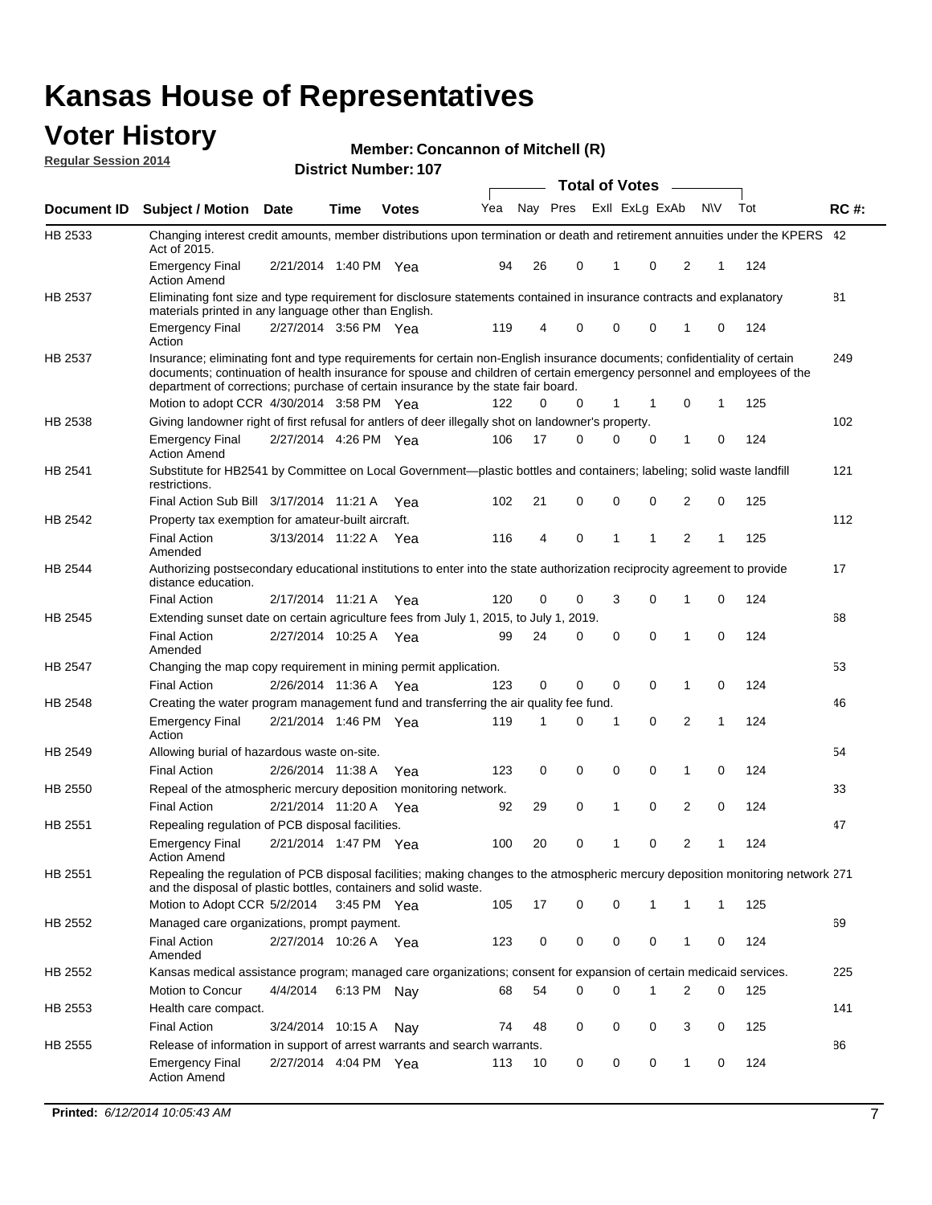# Kansas House of Representatives

## Voter History

**Regular Session 2014**

**Member: Concannon of Mitchell (R)**

**District Number: 107**

| Document ID | Subject / Motion | Date | Time | Votes | Yea | Nay | Pres | ExII | ExLg | ExAb | N\V | Tot | RC #: |
|---|---|---|---|---|---|---|---|---|---|---|---|---|---|
| HB 2533 | Changing interest credit amounts, member distributions upon termination or death and retirement annuities under the KPERS Act of 2015. | | | | | | | | | | | | 42 |
| | Emergency Final Action Amend | 2/21/2014 | 1:40 PM | Yea | 94 | 26 | 0 | 1 | 0 | 2 | 1 | 124 | |
| HB 2537 | Eliminating font size and type requirement for disclosure statements contained in insurance contracts and explanatory materials printed in any language other than English. | | | | | | | | | | | | 81 |
| | Emergency Final Action | 2/27/2014 | 3:56 PM | Yea | 119 | 4 | 0 | 0 | 0 | 1 | 0 | 124 | |
| HB 2537 | Insurance; eliminating font and type requirements for certain non-English insurance documents; confidentiality of certain documents; continuation of health insurance for spouse and children of certain emergency personnel and employees of the department of corrections; purchase of certain insurance by the state fair board. | | | | | | | | | | | | 249 |
| | Motion to adopt CCR | 4/30/2014 | 3:58 PM | Yea | 122 | 0 | 0 | 1 | 1 | 0 | 1 | 125 | |
| HB 2538 | Giving landowner right of first refusal for antlers of deer illegally shot on landowner's property. | | | | | | | | | | | | 102 |
| | Emergency Final Action Amend | 2/27/2014 | 4:26 PM | Yea | 106 | 17 | 0 | 0 | 0 | 1 | 0 | 124 | |
| HB 2541 | Substitute for HB2541 by Committee on Local Government—plastic bottles and containers; labeling; solid waste landfill restrictions. | | | | | | | | | | | | 121 |
| | Final Action Sub Bill | 3/17/2014 | 11:21 A | Yea | 102 | 21 | 0 | 0 | 0 | 2 | 0 | 125 | |
| HB 2542 | Property tax exemption for amateur-built aircraft. | | | | | | | | | | | | 112 |
| | Final Action Amended | 3/13/2014 | 11:22 A | Yea | 116 | 4 | 0 | 1 | 1 | 2 | 1 | 125 | |
| HB 2544 | Authorizing postsecondary educational institutions to enter into the state authorization reciprocity agreement to provide distance education. | | | | | | | | | | | | 17 |
| | Final Action | 2/17/2014 | 11:21 A | Yea | 120 | 0 | 0 | 3 | 0 | 1 | 0 | 124 | |
| HB 2545 | Extending sunset date on certain agriculture fees from July 1, 2015, to July 1, 2019. | | | | | | | | | | | | 68 |
| | Final Action Amended | 2/27/2014 | 10:25 A | Yea | 99 | 24 | 0 | 0 | 0 | 1 | 0 | 124 | |
| HB 2547 | Changing the map copy requirement in mining permit application. | | | | | | | | | | | | 53 |
| | Final Action | 2/26/2014 | 11:36 A | Yea | 123 | 0 | 0 | 0 | 0 | 1 | 0 | 124 | |
| HB 2548 | Creating the water program management fund and transferring the air quality fee fund. | | | | | | | | | | | | 46 |
| | Emergency Final Action | 2/21/2014 | 1:46 PM | Yea | 119 | 1 | 0 | 1 | 0 | 2 | 1 | 124 | |
| HB 2549 | Allowing burial of hazardous waste on-site. | | | | | | | | | | | | 54 |
| | Final Action | 2/26/2014 | 11:38 A | Yea | 123 | 0 | 0 | 0 | 0 | 1 | 0 | 124 | |
| HB 2550 | Repeal of the atmospheric mercury deposition monitoring network. | | | | | | | | | | | | 33 |
| | Final Action | 2/21/2014 | 11:20 A | Yea | 92 | 29 | 0 | 1 | 0 | 2 | 0 | 124 | |
| HB 2551 | Repealing regulation of PCB disposal facilities. | | | | | | | | | | | | 47 |
| | Emergency Final Action Amend | 2/21/2014 | 1:47 PM | Yea | 100 | 20 | 0 | 1 | 0 | 2 | 1 | 124 | |
| HB 2551 | Repealing the regulation of PCB disposal facilities; making changes to the atmospheric mercury deposition monitoring network and the disposal of plastic bottles, containers and solid waste. | | | | | | | | | | | | 271 |
| | Motion to Adopt CCR | 5/2/2014 | 3:45 PM | Yea | 105 | 17 | 0 | 0 | 1 | 1 | 1 | 125 | |
| HB 2552 | Managed care organizations, prompt payment. | | | | | | | | | | | | 69 |
| | Final Action Amended | 2/27/2014 | 10:26 A | Yea | 123 | 0 | 0 | 0 | 0 | 1 | 0 | 124 | |
| HB 2552 | Kansas medical assistance program; managed care organizations; consent for expansion of certain medicaid services. | | | | | | | | | | | | 225 |
| | Motion to Concur | 4/4/2014 | 6:13 PM | Nay | 68 | 54 | 0 | 0 | 1 | 2 | 0 | 125 | |
| HB 2553 | Health care compact. | | | | | | | | | | | | 141 |
| | Final Action | 3/24/2014 | 10:15 A | Nay | 74 | 48 | 0 | 0 | 0 | 3 | 0 | 125 | |
| HB 2555 | Release of information in support of arrest warrants and search warrants. | | | | | | | | | | | | 86 |
| | Emergency Final Action Amend | 2/27/2014 | 4:04 PM | Yea | 113 | 10 | 0 | 0 | 0 | 1 | 0 | 124 | |

**Printed:** *6/12/2014 10:05:43 AM*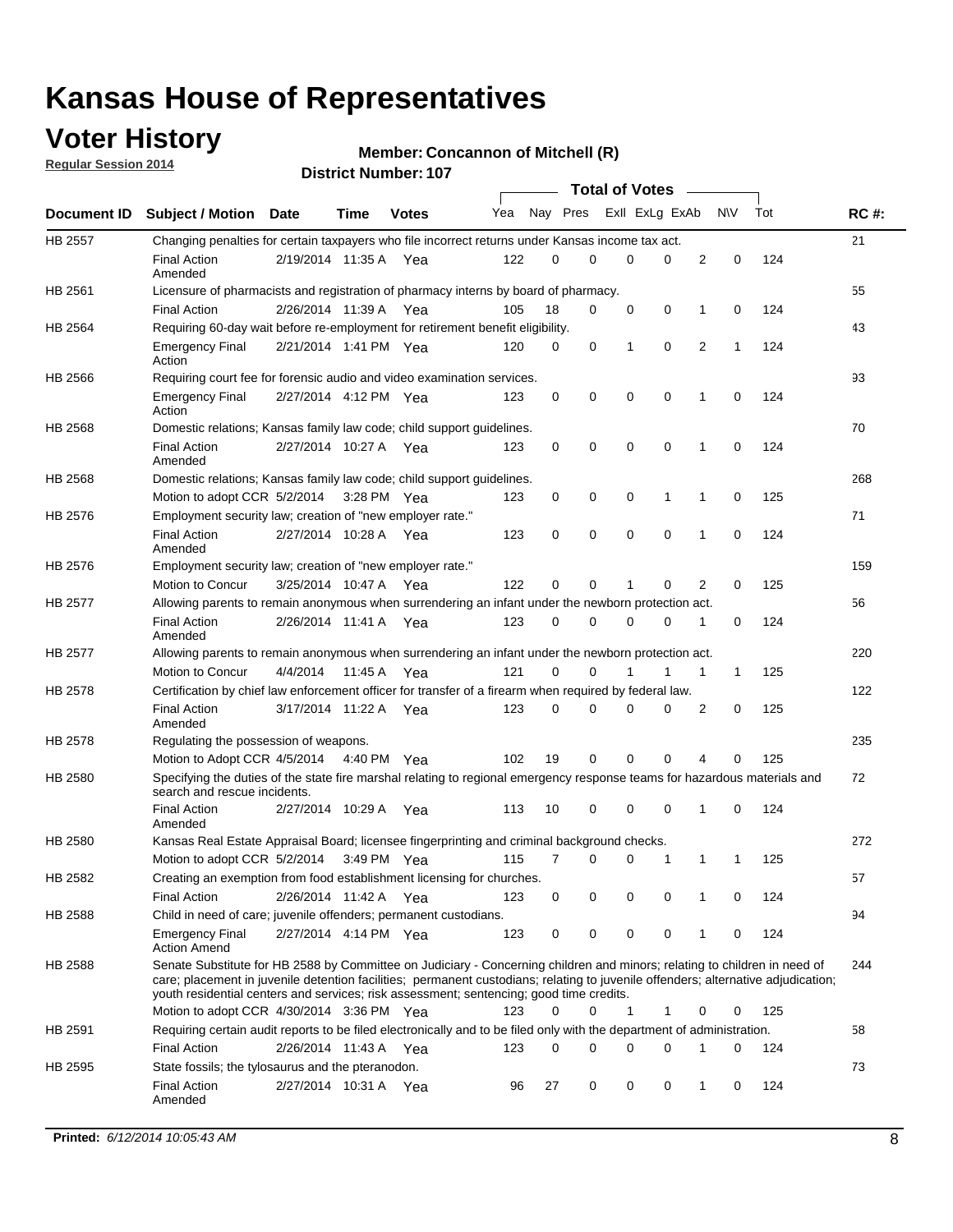# Kansas House of Representatives

## Voter History

**Regular Session 2014**

**Member: Concannon of Mitchell (R)**

**District Number: 107**

| Document ID | Subject / Motion | Date | Time | Votes | Yea | Nay | Pres | ExII | ExLg | ExAb | N\V | Tot | RC #: |
|---|---|---|---|---|---|---|---|---|---|---|---|---|---|
| HB 2557 | Changing penalties for certain taxpayers who file incorrect returns under Kansas income tax act. | | | | | | | | | | | | 21 |
| | Final Action Amended | 2/19/2014 | 11:35 A | Yea | 122 | 0 | 0 | 0 | 0 | 2 | 0 | 124 | |
| HB 2561 | Licensure of pharmacists and registration of pharmacy interns by board of pharmacy. | | | | | | | | | | | | 55 |
| | Final Action | 2/26/2014 | 11:39 A | Yea | 105 | 18 | 0 | 0 | 0 | 1 | 0 | 124 | |
| HB 2564 | Requiring 60-day wait before re-employment for retirement benefit eligibility. | | | | | | | | | | | | 43 |
| | Emergency Final Action | 2/21/2014 | 1:41 PM | Yea | 120 | 0 | 0 | 1 | 0 | 2 | 1 | 124 | |
| HB 2566 | Requiring court fee for forensic audio and video examination services. | | | | | | | | | | | | 93 |
| | Emergency Final Action | 2/27/2014 | 4:12 PM | Yea | 123 | 0 | 0 | 0 | 0 | 1 | 0 | 124 | |
| HB 2568 | Domestic relations; Kansas family law code; child support guidelines. | | | | | | | | | | | | 70 |
| | Final Action Amended | 2/27/2014 | 10:27 A | Yea | 123 | 0 | 0 | 0 | 0 | 1 | 0 | 124 | |
| HB 2568 | Domestic relations; Kansas family law code; child support guidelines. | | | | | | | | | | | | 268 |
| | Motion to adopt CCR | 5/2/2014 | 3:28 PM | Yea | 123 | 0 | 0 | 0 | 1 | 1 | 0 | 125 | |
| HB 2576 | Employment security law; creation of "new employer rate." | | | | | | | | | | | | 71 |
| | Final Action Amended | 2/27/2014 | 10:28 A | Yea | 123 | 0 | 0 | 0 | 0 | 1 | 0 | 124 | |
| HB 2576 | Employment security law; creation of "new employer rate." | | | | | | | | | | | | 159 |
| | Motion to Concur | 3/25/2014 | 10:47 A | Yea | 122 | 0 | 0 | 1 | 0 | 2 | 0 | 125 | |
| HB 2577 | Allowing parents to remain anonymous when surrendering an infant under the newborn protection act. | | | | | | | | | | | | 56 |
| | Final Action Amended | 2/26/2014 | 11:41 A | Yea | 123 | 0 | 0 | 0 | 0 | 1 | 0 | 124 | |
| HB 2577 | Allowing parents to remain anonymous when surrendering an infant under the newborn protection act. | | | | | | | | | | | | 220 |
| | Motion to Concur | 4/4/2014 | 11:45 A | Yea | 121 | 0 | 0 | 1 | 1 | 1 | 1 | 125 | |
| HB 2578 | Certification by chief law enforcement officer for transfer of a firearm when required by federal law. | | | | | | | | | | | | 122 |
| | Final Action Amended | 3/17/2014 | 11:22 A | Yea | 123 | 0 | 0 | 0 | 0 | 2 | 0 | 125 | |
| HB 2578 | Regulating the possession of weapons. | | | | | | | | | | | | 235 |
| | Motion to Adopt CCR | 4/5/2014 | 4:40 PM | Yea | 102 | 19 | 0 | 0 | 0 | 4 | 0 | 125 | |
| HB 2580 | Specifying the duties of the state fire marshal relating to regional emergency response teams for hazardous materials and search and rescue incidents. | | | | | | | | | | | | 72 |
| | Final Action Amended | 2/27/2014 | 10:29 A | Yea | 113 | 10 | 0 | 0 | 0 | 1 | 0 | 124 | |
| HB 2580 | Kansas Real Estate Appraisal Board; licensee fingerprinting and criminal background checks. | | | | | | | | | | | | 272 |
| | Motion to adopt CCR | 5/2/2014 | 3:49 PM | Yea | 115 | 7 | 0 | 0 | 1 | 1 | 1 | 125 | |
| HB 2582 | Creating an exemption from food establishment licensing for churches. | | | | | | | | | | | | 57 |
| | Final Action | 2/26/2014 | 11:42 A | Yea | 123 | 0 | 0 | 0 | 0 | 1 | 0 | 124 | |
| HB 2588 | Child in need of care; juvenile offenders; permanent custodians. | | | | | | | | | | | | 94 |
| | Emergency Final Action Amend | 2/27/2014 | 4:14 PM | Yea | 123 | 0 | 0 | 0 | 0 | 1 | 0 | 124 | |
| HB 2588 | Senate Substitute for HB 2588 by Committee on Judiciary - Concerning children and minors; relating to children in need of care; placement in juvenile detention facilities; permanent custodians; relating to juvenile offenders; alternative adjudication; youth residential centers and services; risk assessment; sentencing; good time credits. | | | | | | | | | | | | 244 |
| | Motion to adopt CCR | 4/30/2014 | 3:36 PM | Yea | 123 | 0 | 0 | 1 | 1 | 0 | 0 | 125 | |
| HB 2591 | Requiring certain audit reports to be filed electronically and to be filed only with the department of administration. | | | | | | | | | | | | 58 |
| | Final Action | 2/26/2014 | 11:43 A | Yea | 123 | 0 | 0 | 0 | 0 | 1 | 0 | 124 | |
| HB 2595 | State fossils; the tylosaurus and the pteranodon. | | | | | | | | | | | | 73 |
| | Final Action Amended | 2/27/2014 | 10:31 A | Yea | 96 | 27 | 0 | 0 | 0 | 1 | 0 | 124 | |

**Printed:** *6/12/2014 10:05:43 AM*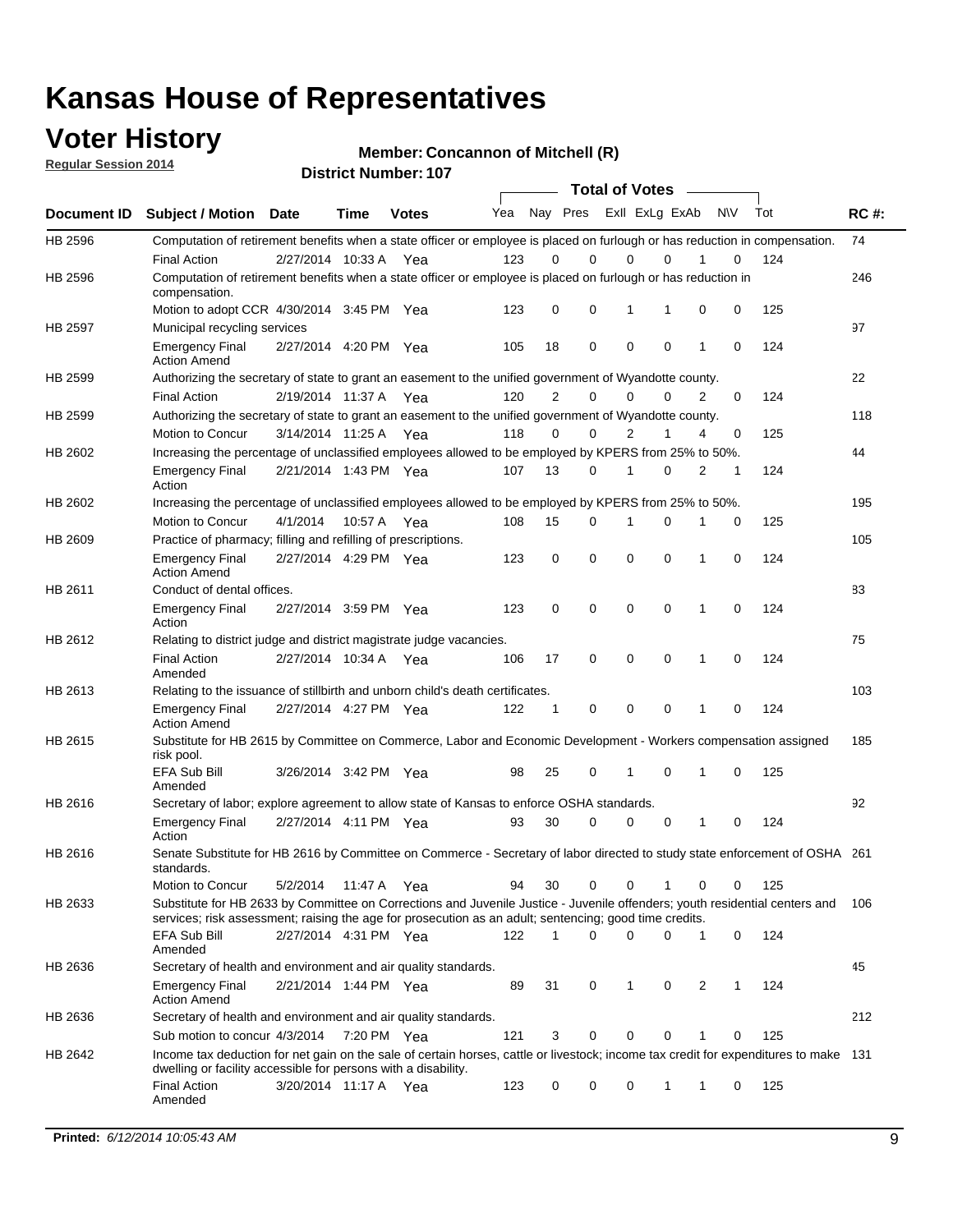# Kansas House of Representatives

## Voter History

**Regular Session 2014**

**Member: Concannon of Mitchell (R)**

**District Number: 107**

| Document ID | Subject / Motion | Date | Time | Votes | Yea | Nay | Pres | ExII | ExLg | ExAb | N\V | Tot | RC #: |
|---|---|---|---|---|---|---|---|---|---|---|---|---|---|
| HB 2596 | Computation of retirement benefits when a state officer or employee is placed on furlough or has reduction in compensation. | | | | | | | | | | | | 74 |
| | Final Action | 2/27/2014 | 10:33 A | Yea | 123 | 0 | 0 | 0 | 0 | 1 | 0 | 124 | |
| HB 2596 | Computation of retirement benefits when a state officer or employee is placed on furlough or has reduction in compensation. | | | | | | | | | | | | 246 |
| | Motion to adopt CCR | 4/30/2014 | 3:45 PM | Yea | 123 | 0 | 0 | 1 | 1 | 0 | 0 | 125 | |
| HB 2597 | Municipal recycling services | | | | | | | | | | | | 97 |
| | Emergency Final Action Amend | 2/27/2014 | 4:20 PM | Yea | 105 | 18 | 0 | 0 | 0 | 1 | 0 | 124 | |
| HB 2599 | Authorizing the secretary of state to grant an easement to the unified government of Wyandotte county. | | | | | | | | | | | | 22 |
| | Final Action | 2/19/2014 | 11:37 A | Yea | 120 | 2 | 0 | 0 | 0 | 2 | 0 | 124 | |
| HB 2599 | Authorizing the secretary of state to grant an easement to the unified government of Wyandotte county. | | | | | | | | | | | | 118 |
| | Motion to Concur | 3/14/2014 | 11:25 A | Yea | 118 | 0 | 0 | 2 | 1 | 4 | 0 | 125 | |
| HB 2602 | Increasing the percentage of unclassified employees allowed to be employed by KPERS from 25% to 50%. | | | | | | | | | | | | 44 |
| | Emergency Final Action | 2/21/2014 | 1:43 PM | Yea | 107 | 13 | 0 | 1 | 0 | 2 | 1 | 124 | |
| HB 2602 | Increasing the percentage of unclassified employees allowed to be employed by KPERS from 25% to 50%. | | | | | | | | | | | | 195 |
| | Motion to Concur | 4/1/2014 | 10:57 A | Yea | 108 | 15 | 0 | 1 | 0 | 1 | 0 | 125 | |
| HB 2609 | Practice of pharmacy; filling and refilling of prescriptions. | | | | | | | | | | | | 105 |
| | Emergency Final Action Amend | 2/27/2014 | 4:29 PM | Yea | 123 | 0 | 0 | 0 | 0 | 1 | 0 | 124 | |
| HB 2611 | Conduct of dental offices. | | | | | | | | | | | | 83 |
| | Emergency Final Action | 2/27/2014 | 3:59 PM | Yea | 123 | 0 | 0 | 0 | 0 | 1 | 0 | 124 | |
| HB 2612 | Relating to district judge and district magistrate judge vacancies. | | | | | | | | | | | | 75 |
| | Final Action Amended | 2/27/2014 | 10:34 A | Yea | 106 | 17 | 0 | 0 | 0 | 1 | 0 | 124 | |
| HB 2613 | Relating to the issuance of stillbirth and unborn child's death certificates. | | | | | | | | | | | | 103 |
| | Emergency Final Action Amend | 2/27/2014 | 4:27 PM | Yea | 122 | 1 | 0 | 0 | 0 | 1 | 0 | 124 | |
| HB 2615 | Substitute for HB 2615 by Committee on Commerce, Labor and Economic Development - Workers compensation assigned risk pool. | | | | | | | | | | | | 185 |
| | EFA Sub Bill Amended | 3/26/2014 | 3:42 PM | Yea | 98 | 25 | 0 | 1 | 0 | 1 | 0 | 125 | |
| HB 2616 | Secretary of labor; explore agreement to allow state of Kansas to enforce OSHA standards. | | | | | | | | | | | | 92 |
| | Emergency Final Action | 2/27/2014 | 4:11 PM | Yea | 93 | 30 | 0 | 0 | 0 | 1 | 0 | 124 | |
| HB 2616 | Senate Substitute for HB 2616 by Committee on Commerce - Secretary of labor directed to study state enforcement of OSHA standards. | | | | | | | | | | | | 261 |
| | Motion to Concur | 5/2/2014 | 11:47 A | Yea | 94 | 30 | 0 | 0 | 1 | 0 | 0 | 125 | |
| HB 2633 | Substitute for HB 2633 by Committee on Corrections and Juvenile Justice - Juvenile offenders; youth residential centers and services; risk assessment; raising the age for prosecution as an adult; sentencing; good time credits. | | | | | | | | | | | | 106 |
| | EFA Sub Bill Amended | 2/27/2014 | 4:31 PM | Yea | 122 | 1 | 0 | 0 | 0 | 1 | 0 | 124 | |
| HB 2636 | Secretary of health and environment and air quality standards. | | | | | | | | | | | | 45 |
| | Emergency Final Action Amend | 2/21/2014 | 1:44 PM | Yea | 89 | 31 | 0 | 1 | 0 | 2 | 1 | 124 | |
| HB 2636 | Secretary of health and environment and air quality standards. | | | | | | | | | | | | 212 |
| | Sub motion to concur | 4/3/2014 | 7:20 PM | Yea | 121 | 3 | 0 | 0 | 0 | 1 | 0 | 125 | |
| HB 2642 | Income tax deduction for net gain on the sale of certain horses, cattle or livestock; income tax credit for expenditures to make dwelling or facility accessible for persons with a disability. | | | | | | | | | | | | 131 |
| | Final Action Amended | 3/20/2014 | 11:17 A | Yea | 123 | 0 | 0 | 0 | 1 | 1 | 0 | 125 | |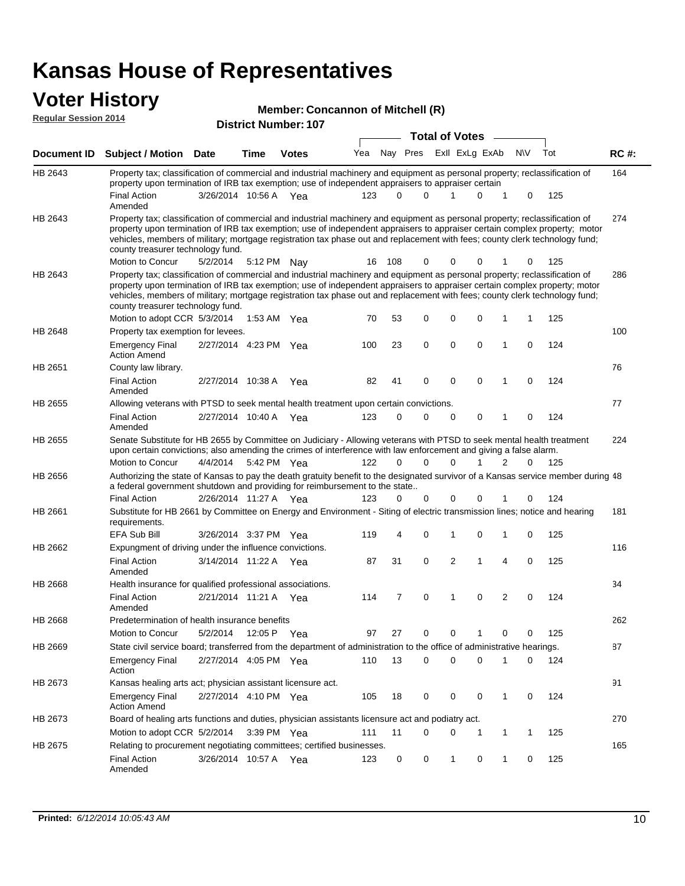# Kansas House of Representatives

## Voter History

**Regular Session 2014**

**Member: Concannon of Mitchell (R)**

**District Number: 107**

| Document ID | Subject / Motion | Date | Time | Votes | Yea | Nay | Pres | ExII | ExLg | ExAb | N\V | Tot | RC #: |
|---|---|---|---|---|---|---|---|---|---|---|---|---|---|
| HB 2643 | Property tax; classification of commercial and industrial machinery and equipment as personal property; reclassification of property upon termination of IRB tax exemption; use of independent appraisers to appraiser certain | | | | | | | | | | | | 164 |
| | Final Action Amended | 3/26/2014 | 10:56 A | Yea | 123 | 0 | 0 | 1 | 0 | 1 | 0 | 125 | |
| HB 2643 | Property tax; classification of commercial and industrial machinery and equipment as personal property; reclassification of property upon termination of IRB tax exemption; use of independent appraisers to appraiser certain complex property; motor vehicles, members of military; mortgage registration tax phase out and replacement with fees; county clerk technology fund; county treasurer technology fund. | | | | | | | | | | | | 274 |
| | Motion to Concur | 5/2/2014 | 5:12 PM | Nay | 16 | 108 | 0 | 0 | 0 | 1 | 0 | 125 | |
| HB 2643 | Property tax; classification of commercial and industrial machinery and equipment as personal property; reclassification of property upon termination of IRB tax exemption; use of independent appraisers to appraiser certain complex property; motor vehicles, members of military; mortgage registration tax phase out and replacement with fees; county clerk technology fund; county treasurer technology fund. | | | | | | | | | | | | 286 |
| | Motion to adopt CCR | 5/3/2014 | 1:53 AM | Yea | 70 | 53 | 0 | 0 | 0 | 1 | 1 | 125 | |
| HB 2648 | Property tax exemption for levees. | | | | | | | | | | | | 100 |
| | Emergency Final Action Amend | 2/27/2014 | 4:23 PM | Yea | 100 | 23 | 0 | 0 | 0 | 1 | 0 | 124 | |
| HB 2651 | County law library. | | | | | | | | | | | | 76 |
| | Final Action Amended | 2/27/2014 | 10:38 A | Yea | 82 | 41 | 0 | 0 | 0 | 1 | 0 | 124 | |
| HB 2655 | Allowing veterans with PTSD to seek mental health treatment upon certain convictions. | | | | | | | | | | | | 77 |
| | Final Action Amended | 2/27/2014 | 10:40 A | Yea | 123 | 0 | 0 | 0 | 0 | 1 | 0 | 124 | |
| HB 2655 | Senate Substitute for HB 2655 by Committee on Judiciary - Allowing veterans with PTSD to seek mental health treatment upon certain convictions; also amending the crimes of interference with law enforcement and giving a false alarm. | | | | | | | | | | | | 224 |
| | Motion to Concur | 4/4/2014 | 5:42 PM | Yea | 122 | 0 | 0 | 0 | 1 | 2 | 0 | 125 | |
| HB 2656 | Authorizing the state of Kansas to pay the death gratuity benefit to the designated survivor of a Kansas service member during a federal government shutdown and providing for reimbursement to the state.. | | | | | | | | | | | | 48 |
| | Final Action | 2/26/2014 | 11:27 A | Yea | 123 | 0 | 0 | 0 | 0 | 1 | 0 | 124 | |
| HB 2661 | Substitute for HB 2661 by Committee on Energy and Environment - Siting of electric transmission lines; notice and hearing requirements. | | | | | | | | | | | | 181 |
| | EFA Sub Bill | 3/26/2014 | 3:37 PM | Yea | 119 | 4 | 0 | 1 | 0 | 1 | 0 | 125 | |
| HB 2662 | Expungment of driving under the influence convictions. | | | | | | | | | | | | 116 |
| | Final Action Amended | 3/14/2014 | 11:22 A | Yea | 87 | 31 | 0 | 2 | 1 | 4 | 0 | 125 | |
| HB 2668 | Health insurance for qualified professional associations. | | | | | | | | | | | | 34 |
| | Final Action Amended | 2/21/2014 | 11:21 A | Yea | 114 | 7 | 0 | 1 | 0 | 2 | 0 | 124 | |
| HB 2668 | Predetermination of health insurance benefits | | | | | | | | | | | | 262 |
| | Motion to Concur | 5/2/2014 | 12:05 P | Yea | 97 | 27 | 0 | 0 | 1 | 0 | 0 | 125 | |
| HB 2669 | State civil service board; transferred from the department of administration to the office of administrative hearings. | | | | | | | | | | | | 87 |
| | Emergency Final Action | 2/27/2014 | 4:05 PM | Yea | 110 | 13 | 0 | 0 | 0 | 1 | 0 | 124 | |
| HB 2673 | Kansas healing arts act; physician assistant licensure act. | | | | | | | | | | | | 91 |
| | Emergency Final Action Amend | 2/27/2014 | 4:10 PM | Yea | 105 | 18 | 0 | 0 | 0 | 1 | 0 | 124 | |
| HB 2673 | Board of healing arts functions and duties, physician assistants licensure act and podiatry act. | | | | | | | | | | | | 270 |
| | Motion to adopt CCR | 5/2/2014 | 3:39 PM | Yea | 111 | 11 | 0 | 0 | 1 | 1 | 1 | 125 | |
| HB 2675 | Relating to procurement negotiating committees; certified businesses. | | | | | | | | | | | | 165 |
| | Final Action Amended | 3/26/2014 | 10:57 A | Yea | 123 | 0 | 0 | 1 | 0 | 1 | 0 | 125 | |

**Printed:** *6/12/2014 10:05:43 AM*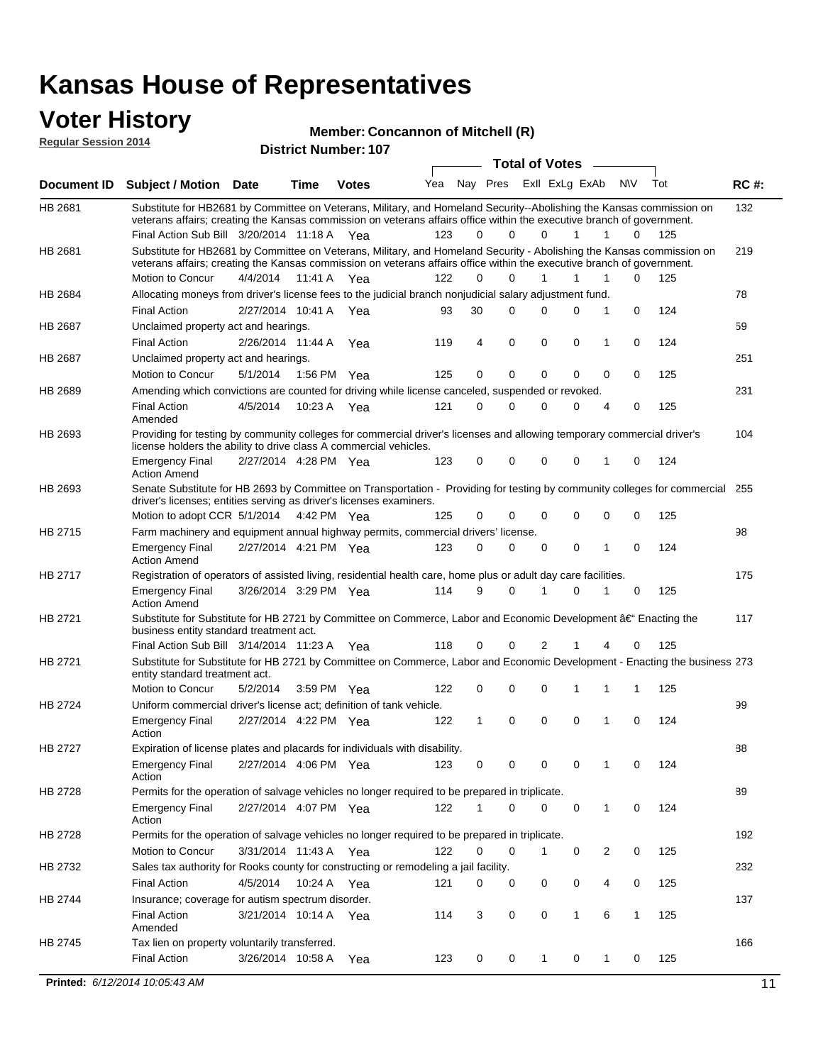# Kansas House of Representatives

## Voter History

**Regular Session 2014**

**Member: Concannon of Mitchell (R)**

**District Number: 107**

| Document ID | Subject / Motion | Date | Time | Votes | Yea | Nay | Pres | ExII | ExLg | ExAb | N\V | Tot | RC #: |
|---|---|---|---|---|---|---|---|---|---|---|---|---|---|
| HB 2681 | Substitute for HB2681 by Committee on Veterans, Military, and Homeland Security--Abolishing the Kansas commission on veterans affairs; creating the Kansas commission on veterans affairs office within the executive branch of government. | | | | | | | | | | | | 132 |
| | Final Action Sub Bill | 3/20/2014 | 11:18 A | Yea | 123 | 0 | 0 | 0 | 1 | 1 | 0 | 125 | |
| HB 2681 | Substitute for HB2681 by Committee on Veterans, Military, and Homeland Security - Abolishing the Kansas commission on veterans affairs; creating the Kansas commission on veterans affairs office within the executive branch of government. | | | | | | | | | | | | 219 |
| | Motion to Concur | 4/4/2014 | 11:41 A | Yea | 122 | 0 | 0 | 1 | 1 | 1 | 0 | 125 | |
| HB 2684 | Allocating moneys from driver's license fees to the judicial branch nonjudicial salary adjustment fund. | | | | | | | | | | | | 78 |
| | Final Action | 2/27/2014 | 10:41 A | Yea | 93 | 30 | 0 | 0 | 0 | 1 | 0 | 124 | |
| HB 2687 | Unclaimed property act and hearings. | | | | | | | | | | | | 59 |
| | Final Action | 2/26/2014 | 11:44 A | Yea | 119 | 4 | 0 | 0 | 0 | 1 | 0 | 124 | |
| HB 2687 | Unclaimed property act and hearings. | | | | | | | | | | | | 251 |
| | Motion to Concur | 5/1/2014 | 1:56 PM | Yea | 125 | 0 | 0 | 0 | 0 | 0 | 0 | 125 | |
| HB 2689 | Amending which convictions are counted for driving while license canceled, suspended or revoked. | | | | | | | | | | | | 231 |
| | Final Action Amended | 4/5/2014 | 10:23 A | Yea | 121 | 0 | 0 | 0 | 0 | 4 | 0 | 125 | |
| HB 2693 | Providing for testing by community colleges for commercial driver's licenses and allowing temporary commercial driver's license holders the ability to drive class A commercial vehicles. | | | | | | | | | | | | 104 |
| | Emergency Final Action Amend | 2/27/2014 | 4:28 PM | Yea | 123 | 0 | 0 | 0 | 0 | 1 | 0 | 124 | |
| HB 2693 | Senate Substitute for HB 2693 by Committee on Transportation - Providing for testing by community colleges for commercial driver's licenses; entities serving as driver's licenses examiners. | | | | | | | | | | | | 255 |
| | Motion to adopt CCR | 5/1/2014 | 4:42 PM | Yea | 125 | 0 | 0 | 0 | 0 | 0 | 0 | 125 | |
| HB 2715 | Farm machinery and equipment annual highway permits, commercial drivers' license. | | | | | | | | | | | | 98 |
| | Emergency Final Action Amend | 2/27/2014 | 4:21 PM | Yea | 123 | 0 | 0 | 0 | 0 | 1 | 0 | 124 | |
| HB 2717 | Registration of operators of assisted living, residential health care, home plus or adult day care facilities. | | | | | | | | | | | | 175 |
| | Emergency Final Action Amend | 3/26/2014 | 3:29 PM | Yea | 114 | 9 | 0 | 1 | 0 | 1 | 0 | 125 | |
| HB 2721 | Substitute for Substitute for HB 2721 by Committee on Commerce, Labor and Economic Development â€" Enacting the business entity standard treatment act. | | | | | | | | | | | | 117 |
| | Final Action Sub Bill | 3/14/2014 | 11:23 A | Yea | 118 | 0 | 0 | 2 | 1 | 4 | 0 | 125 | |
| HB 2721 | Substitute for Substitute for HB 2721 by Committee on Commerce, Labor and Economic Development - Enacting the business entity standard treatment act. | | | | | | | | | | | | 273 |
| | Motion to Concur | 5/2/2014 | 3:59 PM | Yea | 122 | 0 | 0 | 0 | 1 | 1 | 1 | 125 | |
| HB 2724 | Uniform commercial driver's license act; definition of tank vehicle. | | | | | | | | | | | | 99 |
| | Emergency Final Action | 2/27/2014 | 4:22 PM | Yea | 122 | 1 | 0 | 0 | 0 | 1 | 0 | 124 | |
| HB 2727 | Expiration of license plates and placards for individuals with disability. | | | | | | | | | | | | 88 |
| | Emergency Final Action | 2/27/2014 | 4:06 PM | Yea | 123 | 0 | 0 | 0 | 0 | 1 | 0 | 124 | |
| HB 2728 | Permits for the operation of salvage vehicles no longer required to be prepared in triplicate. | | | | | | | | | | | | 89 |
| | Emergency Final Action | 2/27/2014 | 4:07 PM | Yea | 122 | 1 | 0 | 0 | 0 | 1 | 0 | 124 | |
| HB 2728 | Permits for the operation of salvage vehicles no longer required to be prepared in triplicate. | | | | | | | | | | | | 192 |
| | Motion to Concur | 3/31/2014 | 11:43 A | Yea | 122 | 0 | 0 | 1 | 0 | 2 | 0 | 125 | |
| HB 2732 | Sales tax authority for Rooks county for constructing or remodeling a jail facility. | | | | | | | | | | | | 232 |
| | Final Action | 4/5/2014 | 10:24 A | Yea | 121 | 0 | 0 | 0 | 0 | 4 | 0 | 125 | |
| HB 2744 | Insurance; coverage for autism spectrum disorder. | | | | | | | | | | | | 137 |
| | Final Action Amended | 3/21/2014 | 10:14 A | Yea | 114 | 3 | 0 | 0 | 1 | 6 | 1 | 125 | |
| HB 2745 | Tax lien on property voluntarily transferred. | | | | | | | | | | | | 166 |
| | Final Action | 3/26/2014 | 10:58 A | Yea | 123 | 0 | 0 | 1 | 0 | 1 | 0 | 125 | |

**Printed:** *6/12/2014 10:05:43 AM*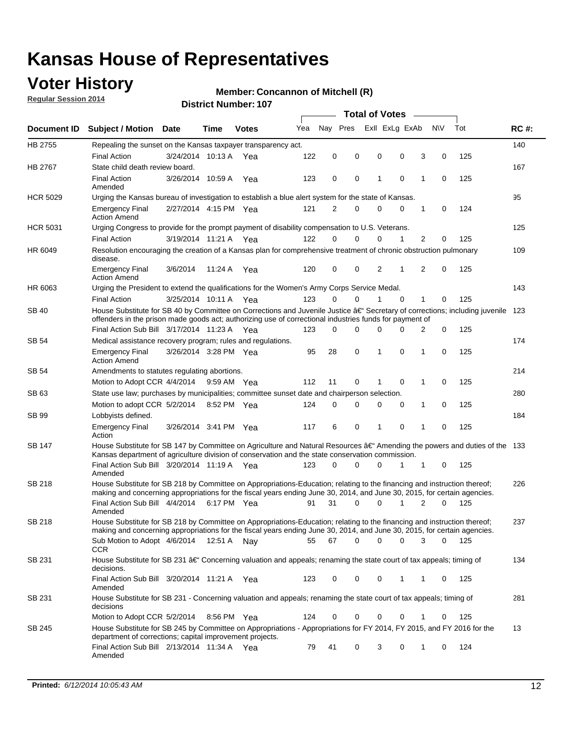# Kansas House of Representatives

## Voter History

**Regular Session 2014**

**Member: Concannon of Mitchell (R)**

**District Number: 107**

| Document ID | Subject / Motion | Date | Time | Votes | Yea | Nay | Pres | ExII | ExLg | ExAb | N\V | Tot | RC #: |
|---|---|---|---|---|---|---|---|---|---|---|---|---|---|
| HB 2755 | Repealing the sunset on the Kansas taxpayer transparency act. | | | | | | | | | | | | 140 |
| | Final Action | 3/24/2014 | 10:13 A | Yea | 122 | 0 | 0 | 0 | 0 | 3 | 0 | 125 | |
| HB 2767 | State child death review board. | | | | | | | | | | | | 167 |
| | Final Action Amended | 3/26/2014 | 10:59 A | Yea | 123 | 0 | 0 | 1 | 0 | 1 | 0 | 125 | |
| HCR 5029 | Urging the Kansas bureau of investigation to establish a blue alert system for the state of Kansas. | | | | | | | | | | | | 95 |
| | Emergency Final Action Amend | 2/27/2014 | 4:15 PM | Yea | 121 | 2 | 0 | 0 | 0 | 1 | 0 | 124 | |
| HCR 5031 | Urging Congress to provide for the prompt payment of disability compensation to U.S. Veterans. | | | | | | | | | | | | 125 |
| | Final Action | 3/19/2014 | 11:21 A | Yea | 122 | 0 | 0 | 0 | 1 | 2 | 0 | 125 | |
| HR 6049 | Resolution encouraging the creation of a Kansas plan for comprehensive treatment of chronic obstruction pulmonary disease. | | | | | | | | | | | | 109 |
| | Emergency Final Action Amend | 3/6/2014 | 11:24 A | Yea | 120 | 0 | 0 | 2 | 1 | 2 | 0 | 125 | |
| HR 6063 | Urging the President to extend the qualifications for the Women's Army Corps Service Medal. | | | | | | | | | | | | 143 |
| | Final Action | 3/25/2014 | 10:11 A | Yea | 123 | 0 | 0 | 1 | 0 | 1 | 0 | 125 | |
| SB 40 | House Substitute for SB 40 by Committee on Corrections and Juvenile Justice â€" Secretary of corrections; including juvenile offenders in the prison made goods act; authorizing use of correctional industries funds for payment of | | | | | | | | | | | | 123 |
| | Final Action Sub Bill | 3/17/2014 | 11:23 A | Yea | 123 | 0 | 0 | 0 | 0 | 2 | 0 | 125 | |
| SB 54 | Medical assistance recovery program; rules and regulations. | | | | | | | | | | | | 174 |
| | Emergency Final Action Amend | 3/26/2014 | 3:28 PM | Yea | 95 | 28 | 0 | 1 | 0 | 1 | 0 | 125 | |
| SB 54 | Amendments to statutes regulating abortions. | | | | | | | | | | | | 214 |
| | Motion to Adopt CCR | 4/4/2014 | 9:59 AM | Yea | 112 | 11 | 0 | 1 | 0 | 1 | 0 | 125 | |
| SB 63 | State use law; purchases by municipalities; committee sunset date and chairperson selection. | | | | | | | | | | | | 280 |
| | Motion to adopt CCR | 5/2/2014 | 8:52 PM | Yea | 124 | 0 | 0 | 0 | 0 | 1 | 0 | 125 | |
| SB 99 | Lobbyists defined. | | | | | | | | | | | | 184 |
| | Emergency Final Action | 3/26/2014 | 3:41 PM | Yea | 117 | 6 | 0 | 1 | 0 | 1 | 0 | 125 | |
| SB 147 | House Substitute for SB 147 by Committee on Agriculture and Natural Resources â€" Amending the powers and duties of the Kansas department of agriculture division of conservation and the state conservation commission. | | | | | | | | | | | | 133 |
| | Final Action Sub Bill Amended | 3/20/2014 | 11:19 A | Yea | 123 | 0 | 0 | 0 | 1 | 1 | 0 | 125 | |
| SB 218 | House Substitute for SB 218 by Committee on Appropriations-Education; relating to the financing and instruction thereof; making and concerning appropriations for the fiscal years ending June 30, 2014, and June 30, 2015, for certain agencies. | | | | | | | | | | | | 226 |
| | Final Action Sub Bill Amended | 4/4/2014 | 6:17 PM | Yea | 91 | 31 | 0 | 0 | 1 | 2 | 0 | 125 | |
| SB 218 | House Substitute for SB 218 by Committee on Appropriations-Education; relating to the financing and instruction thereof; making and concerning appropriations for the fiscal years ending June 30, 2014, and June 30, 2015, for certain agencies. | | | | | | | | | | | | 237 |
| | Sub Motion to Adopt CCR | 4/6/2014 | 12:51 A | Nay | 55 | 67 | 0 | 0 | 0 | 3 | 0 | 125 | |
| SB 231 | House Substitute for SB 231 â€" Concerning valuation and appeals; renaming the state court of tax appeals; timing of decisions. | | | | | | | | | | | | 134 |
| | Final Action Sub Bill Amended | 3/20/2014 | 11:21 A | Yea | 123 | 0 | 0 | 0 | 1 | 1 | 0 | 125 | |
| SB 231 | House Substitute for SB 231 - Concerning valuation and appeals; renaming the state court of tax appeals; timing of decisions | | | | | | | | | | | | 281 |
| | Motion to Adopt CCR | 5/2/2014 | 8:56 PM | Yea | 124 | 0 | 0 | 0 | 0 | 1 | 0 | 125 | |
| SB 245 | House Substitute for SB 245 by Committee on Appropriations - Appropriations for FY 2014, FY 2015, and FY 2016 for the department of corrections; capital improvement projects. | | | | | | | | | | | | 13 |
| | Final Action Sub Bill Amended | 2/13/2014 | 11:34 A | Yea | 79 | 41 | 0 | 3 | 0 | 1 | 0 | 124 | |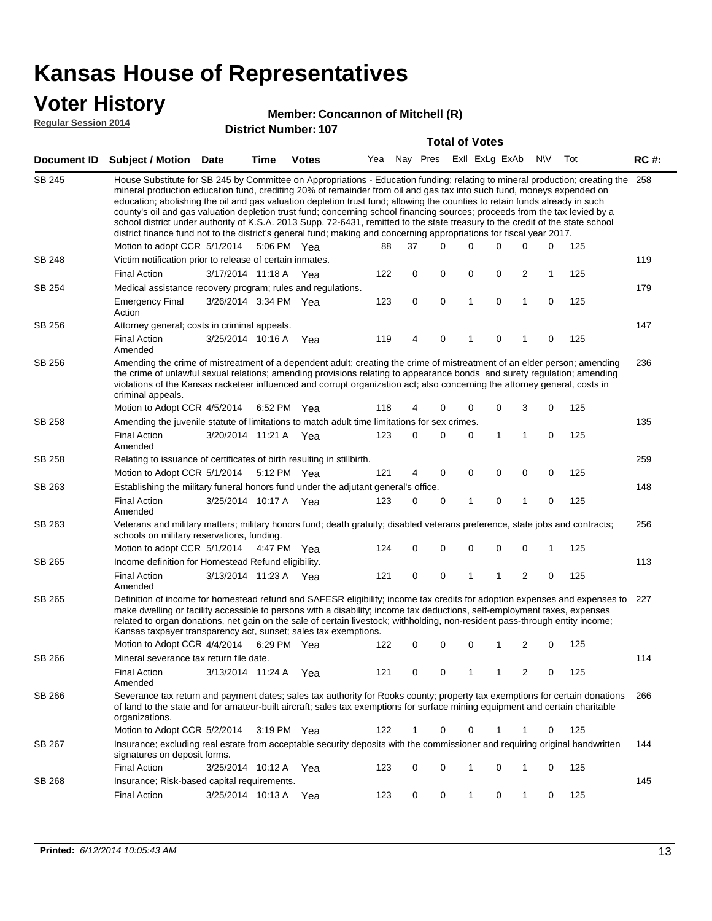# Kansas House of Representatives

## Voter History

**Regular Session 2014**

**Member: Concannon of Mitchell (R)**

**District Number: 107**

| Document ID | Subject / Motion | Date | Time | Votes | Yea | Nay | Pres | ExII | ExLg | ExAb | N\V | Tot | RC #: |
|---|---|---|---|---|---|---|---|---|---|---|---|---|---|
| SB 245 | House Substitute for SB 245 by Committee on Appropriations - Education funding; relating to mineral production; creating the mineral production education fund, crediting 20% of remainder from oil and gas tax into such fund, moneys expended on education; abolishing the oil and gas valuation depletion trust fund; allowing the counties to retain funds already in such county's oil and gas valuation depletion trust fund; concerning school financing sources; proceeds from the tax levied by a school district under authority of K.S.A. 2013 Supp. 72-6431, remitted to the state treasury to the credit of the state school district finance fund not to the district's general fund; making and concerning appropriations for fiscal year 2017. | | | | | | | | | | | | 258 |
| | Motion to adopt CCR | 5/1/2014 | 5:06 PM | Yea | 88 | 37 | 0 | 0 | 0 | 0 | 0 | 125 | |
| SB 248 | Victim notification prior to release of certain inmates. | | | | | | | | | | | | 119 |
| | Final Action | 3/17/2014 | 11:18 A | Yea | 122 | 0 | 0 | 0 | 0 | 2 | 1 | 125 | |
| SB 254 | Medical assistance recovery program; rules and regulations. | | | | | | | | | | | | 179 |
| | Emergency Final Action | 3/26/2014 | 3:34 PM | Yea | 123 | 0 | 0 | 1 | 0 | 1 | 0 | 125 | |
| SB 256 | Attorney general; costs in criminal appeals. | | | | | | | | | | | | 147 |
| | Final Action Amended | 3/25/2014 | 10:16 A | Yea | 119 | 4 | 0 | 1 | 0 | 1 | 0 | 125 | |
| SB 256 | Amending the crime of mistreatment of a dependent adult; creating the crime of mistreatment of an elder person; amending the crime of unlawful sexual relations; amending provisions relating to appearance bonds and surety regulation; amending violations of the Kansas racketeer influenced and corrupt organization act; also concerning the attorney general, costs in criminal appeals. | | | | | | | | | | | | 236 |
| | Motion to Adopt CCR | 4/5/2014 | 6:52 PM | Yea | 118 | 4 | 0 | 0 | 0 | 3 | 0 | 125 | |
| SB 258 | Amending the juvenile statute of limitations to match adult time limitations for sex crimes. | | | | | | | | | | | | 135 |
| | Final Action Amended | 3/20/2014 | 11:21 A | Yea | 123 | 0 | 0 | 0 | 1 | 1 | 0 | 125 | |
| SB 258 | Relating to issuance of certificates of birth resulting in stillbirth. | | | | | | | | | | | | 259 |
| | Motion to Adopt CCR | 5/1/2014 | 5:12 PM | Yea | 121 | 4 | 0 | 0 | 0 | 0 | 0 | 125 | |
| SB 263 | Establishing the military funeral honors fund under the adjutant general's office. | | | | | | | | | | | | 148 |
| | Final Action Amended | 3/25/2014 | 10:17 A | Yea | 123 | 0 | 0 | 1 | 0 | 1 | 0 | 125 | |
| SB 263 | Veterans and military matters; military honors fund; death gratuity; disabled veterans preference, state jobs and contracts; schools on military reservations, funding. | | | | | | | | | | | | 256 |
| | Motion to adopt CCR | 5/1/2014 | 4:47 PM | Yea | 124 | 0 | 0 | 0 | 0 | 0 | 1 | 125 | |
| SB 265 | Income definition for Homestead Refund eligibility. | | | | | | | | | | | | 113 |
| | Final Action Amended | 3/13/2014 | 11:23 A | Yea | 121 | 0 | 0 | 1 | 1 | 2 | 0 | 125 | |
| SB 265 | Definition of income for homestead refund and SAFESR eligibility; income tax credits for adoption expenses and expenses to make dwelling or facility accessible to persons with a disability; income tax deductions, self-employment taxes, expenses related to organ donations, net gain on the sale of certain livestock; withholding, non-resident pass-through entity income; Kansas taxpayer transparency act, sunset; sales tax exemptions. | | | | | | | | | | | | 227 |
| | Motion to Adopt CCR | 4/4/2014 | 6:29 PM | Yea | 122 | 0 | 0 | 0 | 1 | 2 | 0 | 125 | |
| SB 266 | Mineral severance tax return file date. | | | | | | | | | | | | 114 |
| | Final Action Amended | 3/13/2014 | 11:24 A | Yea | 121 | 0 | 0 | 1 | 1 | 2 | 0 | 125 | |
| SB 266 | Severance tax return and payment dates; sales tax authority for Rooks county; property tax exemptions for certain donations of land to the state and for amateur-built aircraft; sales tax exemptions for surface mining equipment and certain charitable organizations. | | | | | | | | | | | | 266 |
| | Motion to Adopt CCR | 5/2/2014 | 3:19 PM | Yea | 122 | 1 | 0 | 0 | 1 | 1 | 0 | 125 | |
| SB 267 | Insurance; excluding real estate from acceptable security deposits with the commissioner and requiring original handwritten signatures on deposit forms. | | | | | | | | | | | | 144 |
| | Final Action | 3/25/2014 | 10:12 A | Yea | 123 | 0 | 0 | 1 | 0 | 1 | 0 | 125 | |
| SB 268 | Insurance; Risk-based capital requirements. | | | | | | | | | | | | 145 |
| | Final Action | 3/25/2014 | 10:13 A | Yea | 123 | 0 | 0 | 1 | 0 | 1 | 0 | 125 | |

**Printed:** *6/12/2014 10:05:43 AM*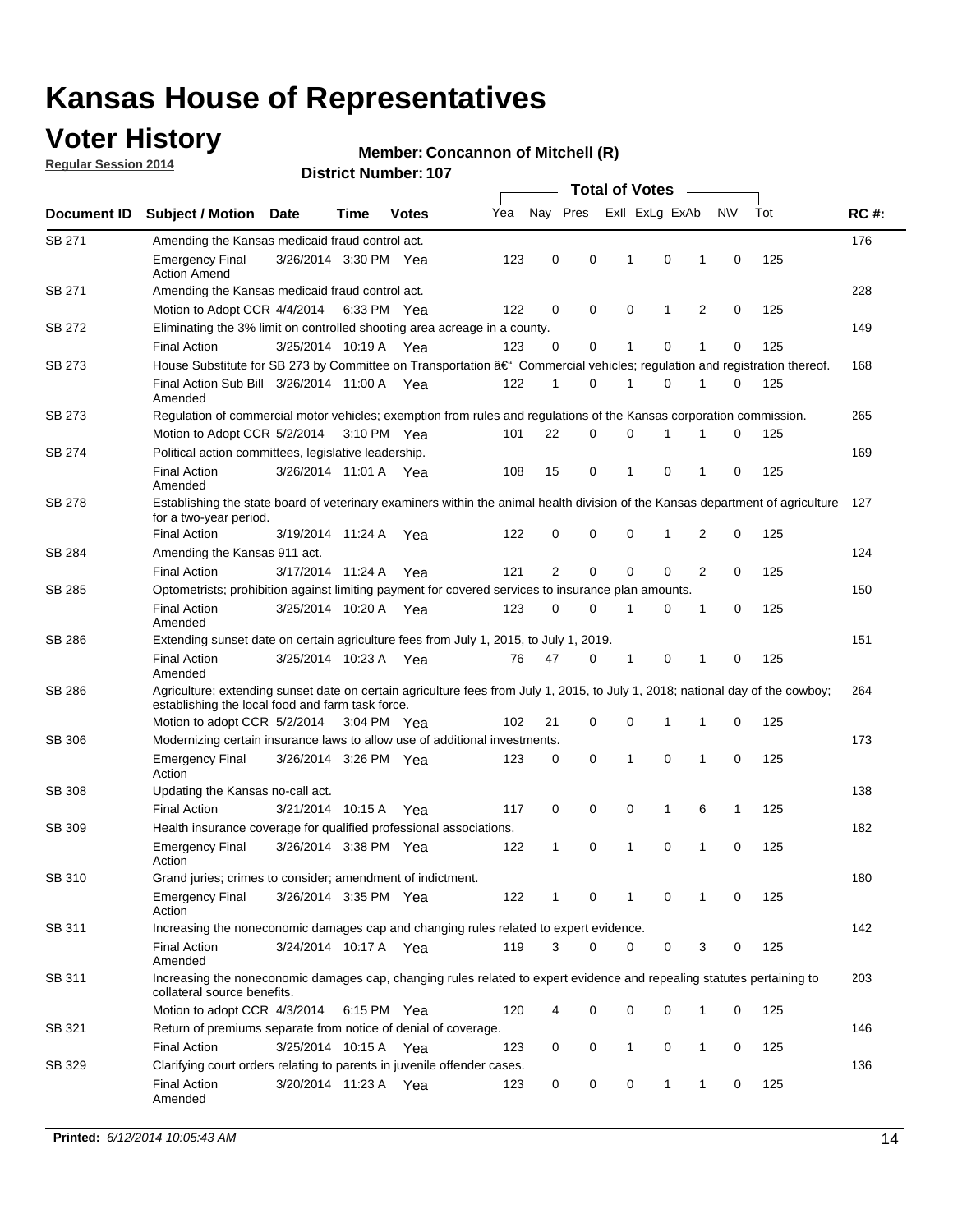# Kansas House of Representatives

## Voter History

**Regular Session 2014**

**Member: Concannon of Mitchell (R)**

**District Number: 107**

| Document ID | Subject / Motion | Date | Time | Votes | Yea | Nay | Pres | ExII | ExLg | ExAb | N\V | Tot | RC #: |
|---|---|---|---|---|---|---|---|---|---|---|---|---|---|
| SB 271 | Amending the Kansas medicaid fraud control act. | | | | | | | | | | | | 176 |
| | Emergency Final Action Amend | 3/26/2014 | 3:30 PM | Yea | 123 | 0 | 0 | 1 | 0 | 1 | 0 | 125 | |
| SB 271 | Amending the Kansas medicaid fraud control act. | | | | | | | | | | | | 228 |
| | Motion to Adopt CCR | 4/4/2014 | 6:33 PM | Yea | 122 | 0 | 0 | 0 | 1 | 2 | 0 | 125 | |
| SB 272 | Eliminating the 3% limit on controlled shooting area acreage in a county. | | | | | | | | | | | | 149 |
| | Final Action | 3/25/2014 | 10:19 A | Yea | 123 | 0 | 0 | 1 | 0 | 1 | 0 | 125 | |
| SB 273 | House Substitute for SB 273 by Committee on Transportation â€" Commercial vehicles; regulation and registration thereof. | | | | | | | | | | | | 168 |
| | Final Action Sub Bill Amended | 3/26/2014 | 11:00 A | Yea | 122 | 1 | 0 | 1 | 0 | 1 | 0 | 125 | |
| SB 273 | Regulation of commercial motor vehicles; exemption from rules and regulations of the Kansas corporation commission. | | | | | | | | | | | | 265 |
| | Motion to Adopt CCR | 5/2/2014 | 3:10 PM | Yea | 101 | 22 | 0 | 0 | 1 | 1 | 0 | 125 | |
| SB 274 | Political action committees, legislative leadership. | | | | | | | | | | | | 169 |
| | Final Action Amended | 3/26/2014 | 11:01 A | Yea | 108 | 15 | 0 | 1 | 0 | 1 | 0 | 125 | |
| SB 278 | Establishing the state board of veterinary examiners within the animal health division of the Kansas department of agriculture for a two-year period. | | | | | | | | | | | | 127 |
| | Final Action | 3/19/2014 | 11:24 A | Yea | 122 | 0 | 0 | 0 | 1 | 2 | 0 | 125 | |
| SB 284 | Amending the Kansas 911 act. | | | | | | | | | | | | 124 |
| | Final Action | 3/17/2014 | 11:24 A | Yea | 121 | 2 | 0 | 0 | 0 | 2 | 0 | 125 | |
| SB 285 | Optometrists; prohibition against limiting payment for covered services to insurance plan amounts. | | | | | | | | | | | | 150 |
| | Final Action Amended | 3/25/2014 | 10:20 A | Yea | 123 | 0 | 0 | 1 | 0 | 1 | 0 | 125 | |
| SB 286 | Extending sunset date on certain agriculture fees from July 1, 2015, to July 1, 2019. | | | | | | | | | | | | 151 |
| | Final Action Amended | 3/25/2014 | 10:23 A | Yea | 76 | 47 | 0 | 1 | 0 | 1 | 0 | 125 | |
| SB 286 | Agriculture; extending sunset date on certain agriculture fees from July 1, 2015, to July 1, 2018; national day of the cowboy; establishing the local food and farm task force. | | | | | | | | | | | | 264 |
| | Motion to adopt CCR | 5/2/2014 | 3:04 PM | Yea | 102 | 21 | 0 | 0 | 1 | 1 | 0 | 125 | |
| SB 306 | Modernizing certain insurance laws to allow use of additional investments. | | | | | | | | | | | | 173 |
| | Emergency Final Action | 3/26/2014 | 3:26 PM | Yea | 123 | 0 | 0 | 1 | 0 | 1 | 0 | 125 | |
| SB 308 | Updating the Kansas no-call act. | | | | | | | | | | | | 138 |
| | Final Action | 3/21/2014 | 10:15 A | Yea | 117 | 0 | 0 | 0 | 1 | 6 | 1 | 125 | |
| SB 309 | Health insurance coverage for qualified professional associations. | | | | | | | | | | | | 182 |
| | Emergency Final Action | 3/26/2014 | 3:38 PM | Yea | 122 | 1 | 0 | 1 | 0 | 1 | 0 | 125 | |
| SB 310 | Grand juries; crimes to consider; amendment of indictment. | | | | | | | | | | | | 180 |
| | Emergency Final Action | 3/26/2014 | 3:35 PM | Yea | 122 | 1 | 0 | 1 | 0 | 1 | 0 | 125 | |
| SB 311 | Increasing the noneconomic damages cap and changing rules related to expert evidence. | | | | | | | | | | | | 142 |
| | Final Action Amended | 3/24/2014 | 10:17 A | Yea | 119 | 3 | 0 | 0 | 0 | 3 | 0 | 125 | |
| SB 311 | Increasing the noneconomic damages cap, changing rules related to expert evidence and repealing statutes pertaining to collateral source benefits. | | | | | | | | | | | | 203 |
| | Motion to adopt CCR | 4/3/2014 | 6:15 PM | Yea | 120 | 4 | 0 | 0 | 0 | 1 | 0 | 125 | |
| SB 321 | Return of premiums separate from notice of denial of coverage. | | | | | | | | | | | | 146 |
| | Final Action | 3/25/2014 | 10:15 A | Yea | 123 | 0 | 0 | 1 | 0 | 1 | 0 | 125 | |
| SB 329 | Clarifying court orders relating to parents in juvenile offender cases. | | | | | | | | | | | | 136 |
| | Final Action Amended | 3/20/2014 | 11:23 A | Yea | 123 | 0 | 0 | 0 | 1 | 1 | 0 | 125 | |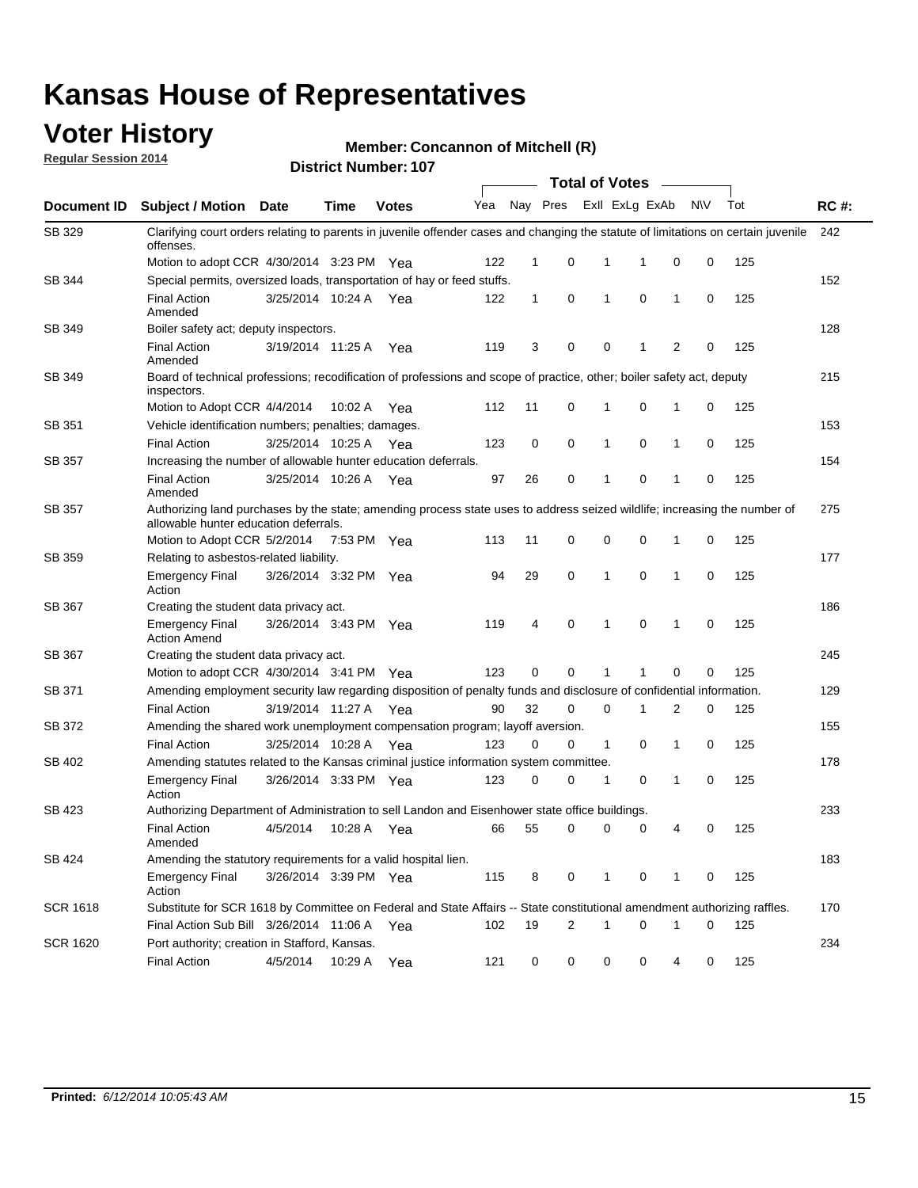# Kansas House of Representatives

## Voter History

**Regular Session 2014**

**Member: Concannon of Mitchell (R)**

**District Number: 107**

| Document ID | Subject / Motion | Date | Time | Votes | Yea | Nay | Pres | ExII | ExLg | ExAb | N\V | Tot | RC #: |
|---|---|---|---|---|---|---|---|---|---|---|---|---|---|
| SB 329 | Clarifying court orders relating to parents in juvenile offender cases and changing the statute of limitations on certain juvenile offenses. | | | | | | | | | | | | 242 |
| | Motion to adopt CCR | 4/30/2014 | 3:23 PM | Yea | 122 | 1 | 0 | 1 | 1 | 0 | 0 | 125 | |
| SB 344 | Special permits, oversized loads, transportation of hay or feed stuffs. | | | | | | | | | | | | 152 |
| | Final Action Amended | 3/25/2014 | 10:24 A | Yea | 122 | 1 | 0 | 1 | 0 | 1 | 0 | 125 | |
| SB 349 | Boiler safety act; deputy inspectors. | | | | | | | | | | | | 128 |
| | Final Action Amended | 3/19/2014 | 11:25 A | Yea | 119 | 3 | 0 | 0 | 1 | 2 | 0 | 125 | |
| SB 349 | Board of technical professions; recodification of professions and scope of practice, other; boiler safety act, deputy inspectors. | | | | | | | | | | | | 215 |
| | Motion to Adopt CCR | 4/4/2014 | 10:02 A | Yea | 112 | 11 | 0 | 1 | 0 | 1 | 0 | 125 | |
| SB 351 | Vehicle identification numbers; penalties; damages. | | | | | | | | | | | | 153 |
| | Final Action | 3/25/2014 | 10:25 A | Yea | 123 | 0 | 0 | 1 | 0 | 1 | 0 | 125 | |
| SB 357 | Increasing the number of allowable hunter education deferrals. | | | | | | | | | | | | 154 |
| | Final Action Amended | 3/25/2014 | 10:26 A | Yea | 97 | 26 | 0 | 1 | 0 | 1 | 0 | 125 | |
| SB 357 | Authorizing land purchases by the state; amending process state uses to address seized wildlife; increasing the number of allowable hunter education deferrals. | | | | | | | | | | | | 275 |
| | Motion to Adopt CCR | 5/2/2014 | 7:53 PM | Yea | 113 | 11 | 0 | 0 | 0 | 1 | 0 | 125 | |
| SB 359 | Relating to asbestos-related liability. | | | | | | | | | | | | 177 |
| | Emergency Final Action | 3/26/2014 | 3:32 PM | Yea | 94 | 29 | 0 | 1 | 0 | 1 | 0 | 125 | |
| SB 367 | Creating the student data privacy act. | | | | | | | | | | | | 186 |
| | Emergency Final Action Amend | 3/26/2014 | 3:43 PM | Yea | 119 | 4 | 0 | 1 | 0 | 1 | 0 | 125 | |
| SB 367 | Creating the student data privacy act. | | | | | | | | | | | | 245 |
| | Motion to adopt CCR | 4/30/2014 | 3:41 PM | Yea | 123 | 0 | 0 | 1 | 1 | 0 | 0 | 125 | |
| SB 371 | Amending employment security law regarding disposition of penalty funds and disclosure of confidential information. | | | | | | | | | | | | 129 |
| | Final Action | 3/19/2014 | 11:27 A | Yea | 90 | 32 | 0 | 0 | 1 | 2 | 0 | 125 | |
| SB 372 | Amending the shared work unemployment compensation program; layoff aversion. | | | | | | | | | | | | 155 |
| | Final Action | 3/25/2014 | 10:28 A | Yea | 123 | 0 | 0 | 1 | 0 | 1 | 0 | 125 | |
| SB 402 | Amending statutes related to the Kansas criminal justice information system committee. | | | | | | | | | | | | 178 |
| | Emergency Final Action | 3/26/2014 | 3:33 PM | Yea | 123 | 0 | 0 | 1 | 0 | 1 | 0 | 125 | |
| SB 423 | Authorizing Department of Administration to sell Landon and Eisenhower state office buildings. | | | | | | | | | | | | 233 |
| | Final Action Amended | 4/5/2014 | 10:28 A | Yea | 66 | 55 | 0 | 0 | 0 | 4 | 0 | 125 | |
| SB 424 | Amending the statutory requirements for a valid hospital lien. | | | | | | | | | | | | 183 |
| | Emergency Final Action | 3/26/2014 | 3:39 PM | Yea | 115 | 8 | 0 | 1 | 0 | 1 | 0 | 125 | |
| SCR 1618 | Substitute for SCR 1618 by Committee on Federal and State Affairs -- State constitutional amendment authorizing raffles. | | | | | | | | | | | | 170 |
| | Final Action Sub Bill | 3/26/2014 | 11:06 A | Yea | 102 | 19 | 2 | 1 | 0 | 1 | 0 | 125 | |
| SCR 1620 | Port authority; creation in Stafford, Kansas. | | | | | | | | | | | | 234 |
| | Final Action | 4/5/2014 | 10:29 A | Yea | 121 | 0 | 0 | 0 | 0 | 4 | 0 | 125 | |

**Printed:** *6/12/2014 10:05:43 AM*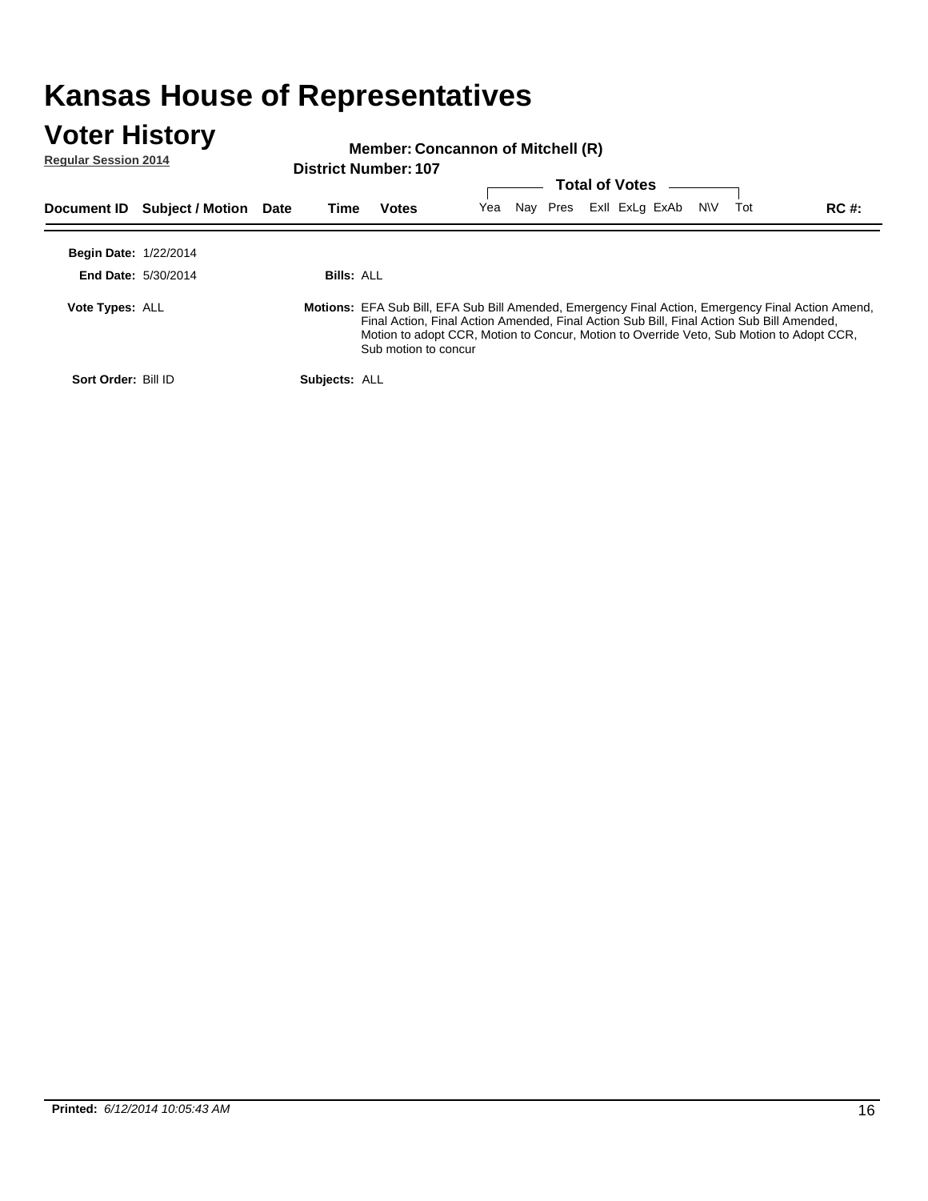# Kansas House of Representatives

## Voter History

**Regular Session 2014**

**Member: Concannon of Mitchell (R)**

**District Number: 107**

| Document ID | Subject / Motion | Date | Time | Votes | Yea | Nay | Pres | ExII | ExLg | ExAb | N\V | Tot | RC #: |
|---|---|---|---|---|---|---|---|---|---|---|---|---|---|

(Yea through Tot: Total of Votes)

**Begin Date:** 1/22/2014

**End Date:** 5/30/2014

**Bills:** ALL

**Vote Types:** ALL

**Motions:** EFA Sub Bill, EFA Sub Bill Amended, Emergency Final Action, Emergency Final Action Amend, Final Action, Final Action Amended, Final Action Sub Bill, Final Action Sub Bill Amended, Motion to adopt CCR, Motion to Concur, Motion to Override Veto, Sub Motion to Adopt CCR, Sub motion to concur

**Sort Order:** Bill ID

**Subjects:** ALL

**Printed:** *6/12/2014 10:05:43 AM*